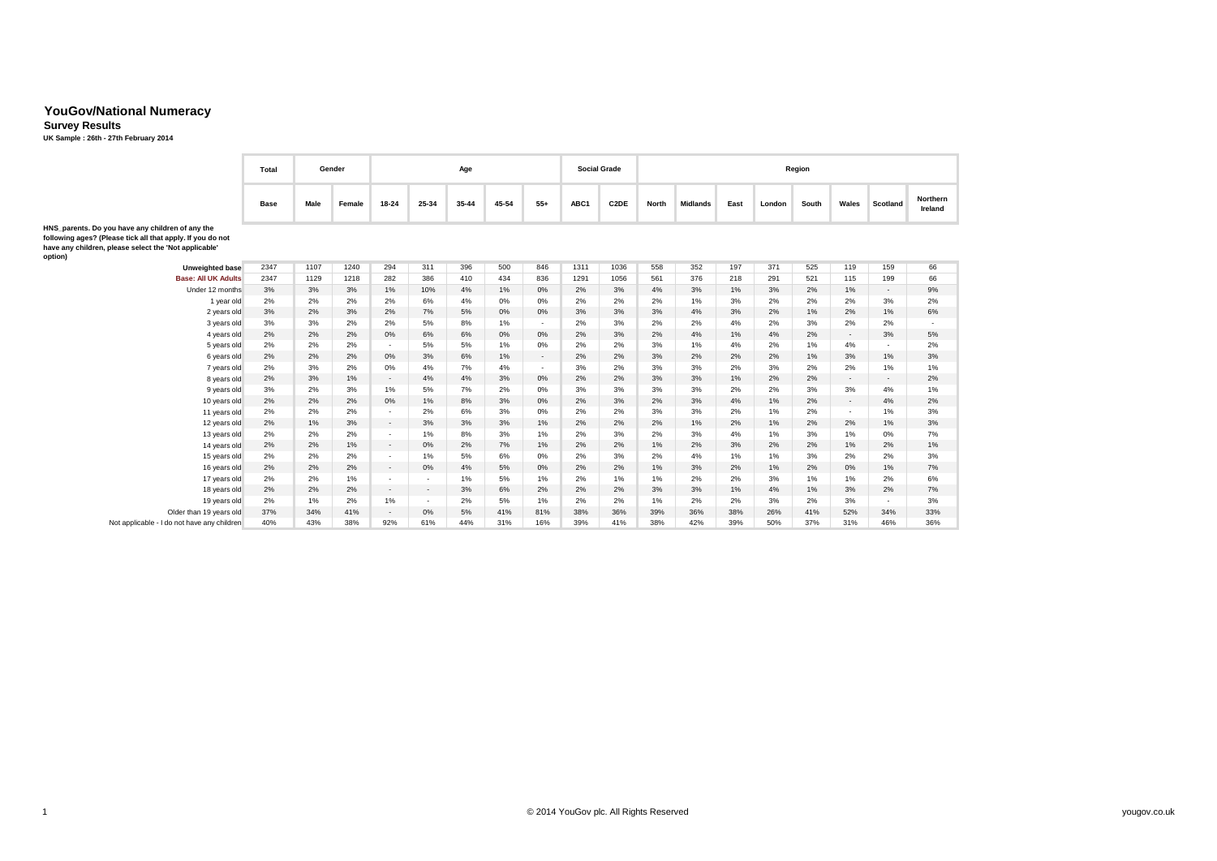# YouGov/National Numeracy

**Survey Results**

**UK Sample : 26th - 27th February 2014**

**HNS_parents. Do you have any children of any the following ages? (Please tick all that apply. If you do not have any children, please select the 'Not applicable' option)**

| | Total | Gender | | Age | | | | | Social Grade | | Region | | | | | | | |
|---|---|---|---|---|---|---|---|---|---|---|---|---|---|---|---|---|---|---|
| | Base | Male | Female | 18-24 | 25-34 | 35-44 | 45-54 | 55+ | ABC1 | C2DE | North | Midlands | East | London | South | Wales | Scotland | Northern Ireland |
| Unweighted base | 2347 | 1107 | 1240 | 294 | 311 | 396 | 500 | 846 | 1311 | 1036 | 558 | 352 | 197 | 371 | 525 | 119 | 159 | 66 |
| Base: All UK Adults | 2347 | 1129 | 1218 | 282 | 386 | 410 | 434 | 836 | 1291 | 1056 | 561 | 376 | 218 | 291 | 521 | 115 | 199 | 66 |
| Under 12 months | 3% | 3% | 3% | 1% | 10% | 4% | 1% | 0% | 2% | 3% | 4% | 3% | 1% | 3% | 2% | 1% | - | 9% |
| 1 year old | 2% | 2% | 2% | 2% | 6% | 4% | 0% | 0% | 2% | 2% | 2% | 1% | 3% | 2% | 2% | 2% | 3% | 2% |
| 2 years old | 3% | 2% | 3% | 2% | 7% | 5% | 0% | 0% | 3% | 3% | 3% | 4% | 3% | 2% | 1% | 2% | 1% | 6% |
| 3 years old | 3% | 3% | 2% | 2% | 5% | 8% | 1% | - | 2% | 3% | 2% | 2% | 4% | 2% | 3% | 2% | 2% | - |
| 4 years old | 2% | 2% | 2% | 0% | 6% | 6% | 0% | 0% | 2% | 3% | 2% | 4% | 1% | 4% | 2% | - | 3% | 5% |
| 5 years old | 2% | 2% | 2% | - | 5% | 5% | 1% | 0% | 2% | 2% | 3% | 1% | 4% | 2% | 1% | 4% | - | 2% |
| 6 years old | 2% | 2% | 2% | 0% | 3% | 6% | 1% | - | 2% | 2% | 3% | 2% | 2% | 2% | 1% | 3% | 1% | 3% |
| 7 years old | 2% | 3% | 2% | 0% | 4% | 7% | 4% | - | 3% | 2% | 3% | 3% | 2% | 3% | 2% | 2% | 1% | 1% |
| 8 years old | 2% | 3% | 1% | - | 4% | 4% | 3% | 0% | 2% | 2% | 3% | 3% | 1% | 2% | 2% | - | - | 2% |
| 9 years old | 3% | 2% | 3% | 1% | 5% | 7% | 2% | 0% | 3% | 3% | 3% | 3% | 2% | 2% | 3% | 3% | 4% | 1% |
| 10 years old | 2% | 2% | 2% | 0% | 1% | 8% | 3% | 0% | 2% | 3% | 2% | 3% | 4% | 1% | 2% | - | 4% | 2% |
| 11 years old | 2% | 2% | 2% | - | 2% | 6% | 3% | 0% | 2% | 2% | 3% | 3% | 2% | 1% | 2% | - | 1% | 3% |
| 12 years old | 2% | 1% | 3% | - | 3% | 3% | 3% | 1% | 2% | 2% | 2% | 1% | 2% | 1% | 2% | 2% | 1% | 3% |
| 13 years old | 2% | 2% | 2% | - | 1% | 8% | 3% | 1% | 2% | 3% | 2% | 3% | 4% | 1% | 3% | 1% | 0% | 7% |
| 14 years old | 2% | 2% | 1% | - | 0% | 2% | 7% | 1% | 2% | 2% | 1% | 2% | 3% | 2% | 2% | 1% | 2% | 1% |
| 15 years old | 2% | 2% | 2% | - | 1% | 5% | 6% | 0% | 2% | 3% | 2% | 4% | 1% | 1% | 3% | 2% | 2% | 3% |
| 16 years old | 2% | 2% | 2% | - | 0% | 4% | 5% | 0% | 2% | 2% | 1% | 3% | 2% | 1% | 2% | 0% | 1% | 7% |
| 17 years old | 2% | 2% | 1% | - | - | 1% | 5% | 1% | 2% | 1% | 1% | 2% | 2% | 3% | 1% | 1% | 2% | 6% |
| 18 years old | 2% | 2% | 2% | - | - | 3% | 6% | 2% | 2% | 2% | 3% | 3% | 1% | 4% | 1% | 3% | 2% | 7% |
| 19 years old | 2% | 1% | 2% | 1% | - | 2% | 5% | 1% | 2% | 2% | 1% | 2% | 2% | 3% | 2% | 3% | - | 3% |
| Older than 19 years old | 37% | 34% | 41% | - | 0% | 5% | 41% | 81% | 38% | 36% | 39% | 36% | 38% | 26% | 41% | 52% | 34% | 33% |
| Not applicable - I do not have any children | 40% | 43% | 38% | 92% | 61% | 44% | 31% | 16% | 39% | 41% | 38% | 42% | 39% | 50% | 37% | 31% | 46% | 36% |

© 2014 YouGov plc. All Rights Reserved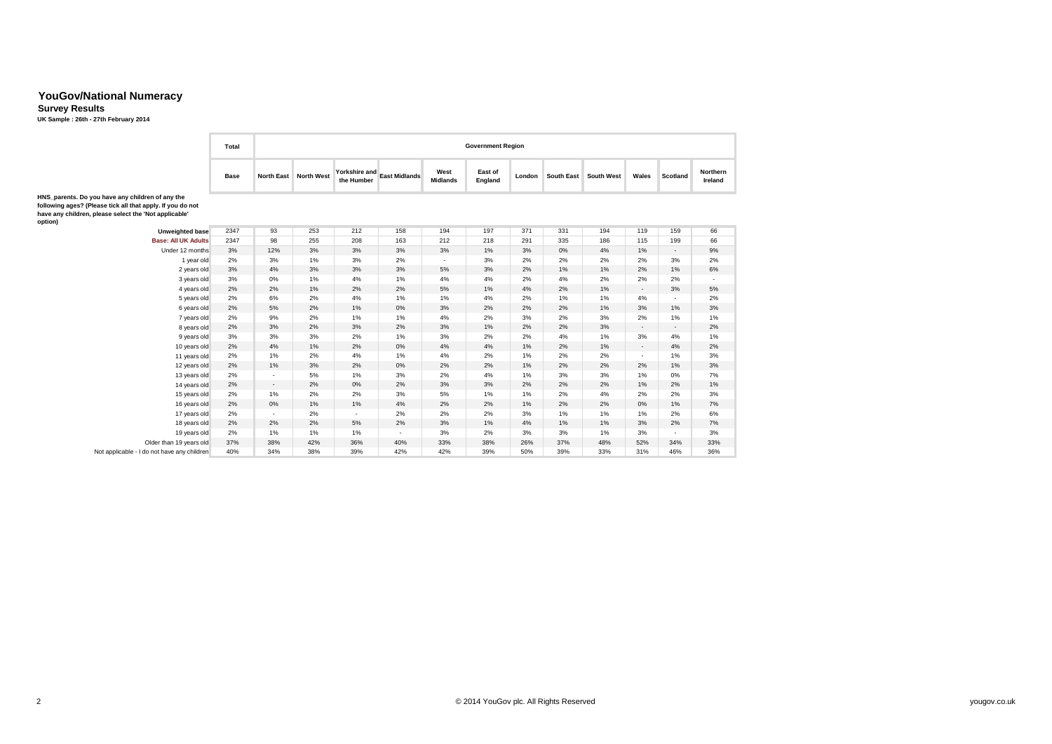# YouGov/National Numeracy

**Survey Results**

**UK Sample : 26th - 27th February 2014**

**HNS_parents. Do you have any children of any the following ages? (Please tick all that apply. If you do not have any children, please select the 'Not applicable' option)**

| | Total | Government Region | | | | | | | | | | | |
|---|---|---|---|---|---|---|---|---|---|---|---|---|---|
| | Base | North East | North West | Yorkshire and the Humber | East Midlands | West Midlands | East of England | London | South East | South West | Wales | Scotland | Northern Ireland |
| **Unweighted base** | 2347 | 93 | 253 | 212 | 158 | 194 | 197 | 371 | 331 | 194 | 119 | 159 | 66 |
| **Base: All UK Adults** | 2347 | 98 | 255 | 208 | 163 | 212 | 218 | 291 | 335 | 186 | 115 | 199 | 66 |
| Under 12 months | 3% | 12% | 3% | 3% | 3% | 3% | 1% | 3% | 0% | 4% | 1% | - | 9% |
| 1 year old | 2% | 3% | 1% | 3% | 2% | - | 3% | 2% | 2% | 2% | 2% | 3% | 2% |
| 2 years old | 3% | 4% | 3% | 3% | 3% | 5% | 3% | 2% | 1% | 1% | 2% | 1% | 6% |
| 3 years old | 3% | 0% | 1% | 4% | 1% | 4% | 4% | 2% | 4% | 2% | 2% | 2% | - |
| 4 years old | 2% | 2% | 1% | 2% | 2% | 5% | 1% | 4% | 2% | 1% | - | 3% | 5% |
| 5 years old | 2% | 6% | 2% | 4% | 1% | 1% | 4% | 2% | 1% | 1% | 4% | - | 2% |
| 6 years old | 2% | 5% | 2% | 1% | 0% | 3% | 2% | 2% | 2% | 1% | 3% | 1% | 3% |
| 7 years old | 2% | 9% | 2% | 1% | 1% | 4% | 2% | 3% | 2% | 3% | 2% | 1% | 1% |
| 8 years old | 2% | 3% | 2% | 3% | 2% | 3% | 1% | 2% | 2% | 3% | - | - | 2% |
| 9 years old | 3% | 3% | 3% | 2% | 1% | 3% | 2% | 2% | 4% | 1% | 3% | 4% | 1% |
| 10 years old | 2% | 4% | 1% | 2% | 0% | 4% | 4% | 1% | 2% | 1% | - | 4% | 2% |
| 11 years old | 2% | 1% | 2% | 4% | 1% | 4% | 2% | 1% | 2% | 2% | - | 1% | 3% |
| 12 years old | 2% | 1% | 3% | 2% | 0% | 2% | 2% | 1% | 2% | 2% | 2% | 1% | 3% |
| 13 years old | 2% | - | 5% | 1% | 3% | 2% | 4% | 1% | 3% | 3% | 1% | 0% | 7% |
| 14 years old | 2% | - | 2% | 0% | 2% | 3% | 3% | 2% | 2% | 2% | 1% | 2% | 1% |
| 15 years old | 2% | 1% | 2% | 2% | 3% | 5% | 1% | 1% | 2% | 4% | 2% | 2% | 3% |
| 16 years old | 2% | 0% | 1% | 1% | 4% | 2% | 2% | 1% | 2% | 2% | 0% | 1% | 7% |
| 17 years old | 2% | - | 2% | - | 2% | 2% | 2% | 3% | 1% | 1% | 1% | 2% | 6% |
| 18 years old | 2% | 2% | 2% | 5% | 2% | 3% | 1% | 4% | 1% | 1% | 3% | 2% | 7% |
| 19 years old | 2% | 1% | 1% | 1% | - | 3% | 2% | 3% | 3% | 1% | 3% | - | 3% |
| Older than 19 years old | 37% | 38% | 42% | 36% | 40% | 33% | 38% | 26% | 37% | 48% | 52% | 34% | 33% |
| Not applicable - I do not have any children | 40% | 34% | 38% | 39% | 42% | 42% | 39% | 50% | 39% | 33% | 31% | 46% | 36% |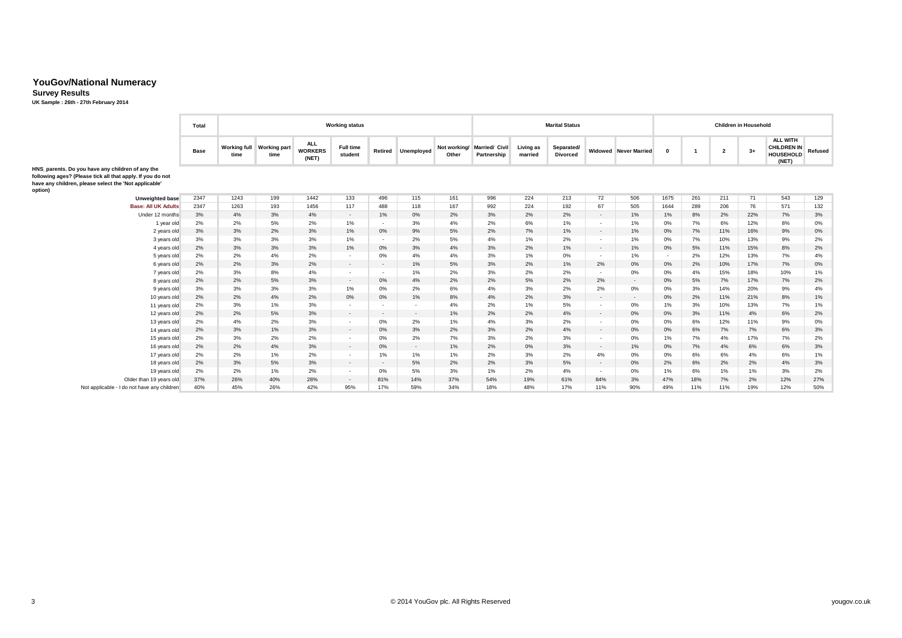# YouGov/National Numeracy

**Survey Results**

**UK Sample : 26th - 27th February 2014**

**HNS_parents. Do you have any children of any the following ages? (Please tick all that apply. If you do not have any children, please select the 'Not applicable' option)**

| | Total | Working status | | | | | | | Marital Status | | | | | Children in Household | | | | | |
|---|---|---|---|---|---|---|---|---|---|---|---|---|---|---|---|---|---|---|---|
| | Base | Working full time | Working part time | ALL WORKERS (NET) | Full time student | Retired | Unemployed | Not working/ Other | Married/ Civil Partnership | Living as married | Separated/ Divorced | Widowed | Never Married | 0 | 1 | 2 | 3+ | ALL WITH CHILDREN IN HOUSEHOLD (NET) | Refused |
| Unweighted base | 2347 | 1243 | 199 | 1442 | 133 | 496 | 115 | 161 | 996 | 224 | 213 | 72 | 506 | 1675 | 261 | 211 | 71 | 543 | 129 |
| Base: All UK Adults | 2347 | 1263 | 193 | 1456 | 117 | 488 | 118 | 167 | 992 | 224 | 192 | 67 | 505 | 1644 | 289 | 206 | 76 | 571 | 132 |
| Under 12 months | 3% | 4% | 3% | 4% | - | 1% | 0% | 2% | 3% | 2% | 2% | - | 1% | 1% | 8% | 2% | 22% | 7% | 3% |
| 1 year old | 2% | 2% | 5% | 2% | 1% | - | 3% | 4% | 2% | 6% | 1% | - | 1% | 0% | 7% | 6% | 12% | 8% | 0% |
| 2 years old | 3% | 3% | 2% | 3% | 1% | 0% | 9% | 5% | 2% | 7% | 1% | - | 1% | 0% | 7% | 11% | 16% | 9% | 0% |
| 3 years old | 3% | 3% | 3% | 3% | 1% | - | 2% | 5% | 4% | 1% | 2% | - | 1% | 0% | 7% | 10% | 13% | 9% | 2% |
| 4 years old | 2% | 3% | 3% | 3% | 1% | 0% | 3% | 4% | 3% | 2% | 1% | - | 1% | 0% | 5% | 11% | 15% | 8% | 2% |
| 5 years old | 2% | 2% | 4% | 2% | - | 0% | 4% | 4% | 3% | 1% | 0% | - | 1% | - | 2% | 12% | 13% | 7% | 4% |
| 6 years old | 2% | 2% | 3% | 2% | - | - | 1% | 5% | 3% | 2% | 1% | 2% | 0% | 0% | 2% | 10% | 17% | 7% | 0% |
| 7 years old | 2% | 3% | 8% | 4% | - | - | 1% | 2% | 3% | 2% | 2% | - | 0% | 0% | 4% | 15% | 18% | 10% | 1% |
| 8 years old | 2% | 2% | 5% | 3% | - | 0% | 4% | 2% | 2% | 5% | 2% | 2% | - | 0% | 5% | 7% | 17% | 7% | 2% |
| 9 years old | 3% | 3% | 3% | 3% | 1% | 0% | 2% | 6% | 4% | 3% | 2% | 2% | 0% | 0% | 3% | 14% | 20% | 9% | 4% |
| 10 years old | 2% | 2% | 4% | 2% | 0% | 0% | 1% | 8% | 4% | 2% | 3% | - | - | 0% | 2% | 11% | 21% | 8% | 1% |
| 11 years old | 2% | 3% | 1% | 3% | - | - | - | 4% | 2% | 1% | 5% | - | 0% | 1% | 3% | 10% | 13% | 7% | 1% |
| 12 years old | 2% | 2% | 5% | 3% | - | - | - | 1% | 2% | 2% | 4% | - | 0% | 0% | 3% | 11% | 4% | 6% | 2% |
| 13 years old | 2% | 4% | 2% | 3% | - | 0% | 2% | 1% | 4% | 3% | 2% | - | 0% | 0% | 6% | 12% | 11% | 9% | 0% |
| 14 years old | 2% | 3% | 1% | 3% | - | 0% | 3% | 2% | 3% | 2% | 4% | - | 0% | 0% | 6% | 7% | 7% | 6% | 3% |
| 15 years old | 2% | 3% | 2% | 2% | - | 0% | 2% | 7% | 3% | 2% | 3% | - | 0% | 1% | 7% | 4% | 17% | 7% | 2% |
| 16 years old | 2% | 2% | 4% | 3% | - | 0% | - | 1% | 2% | 0% | 3% | - | 1% | 0% | 7% | 4% | 6% | 6% | 3% |
| 17 years old | 2% | 2% | 1% | 2% | - | 1% | 1% | 1% | 2% | 3% | 2% | 4% | 0% | 0% | 6% | 6% | 4% | 6% | 1% |
| 18 years old | 2% | 3% | 5% | 3% | - | - | 5% | 2% | 2% | 3% | 5% | - | 0% | 2% | 6% | 2% | 2% | 4% | 3% |
| 19 years old | 2% | 2% | 1% | 2% | - | 0% | 5% | 3% | 1% | 2% | 4% | - | 0% | 1% | 6% | 1% | 1% | 3% | 2% |
| Older than 19 years old | 37% | 26% | 40% | 28% | - | 81% | 14% | 37% | 54% | 19% | 61% | 84% | 3% | 47% | 18% | 7% | 2% | 12% | 27% |
| Not applicable - I do not have any children | 40% | 45% | 26% | 42% | 95% | 17% | 59% | 34% | 18% | 48% | 17% | 11% | 90% | 49% | 11% | 11% | 19% | 12% | 50% |

© 2014 YouGov plc. All Rights Reserved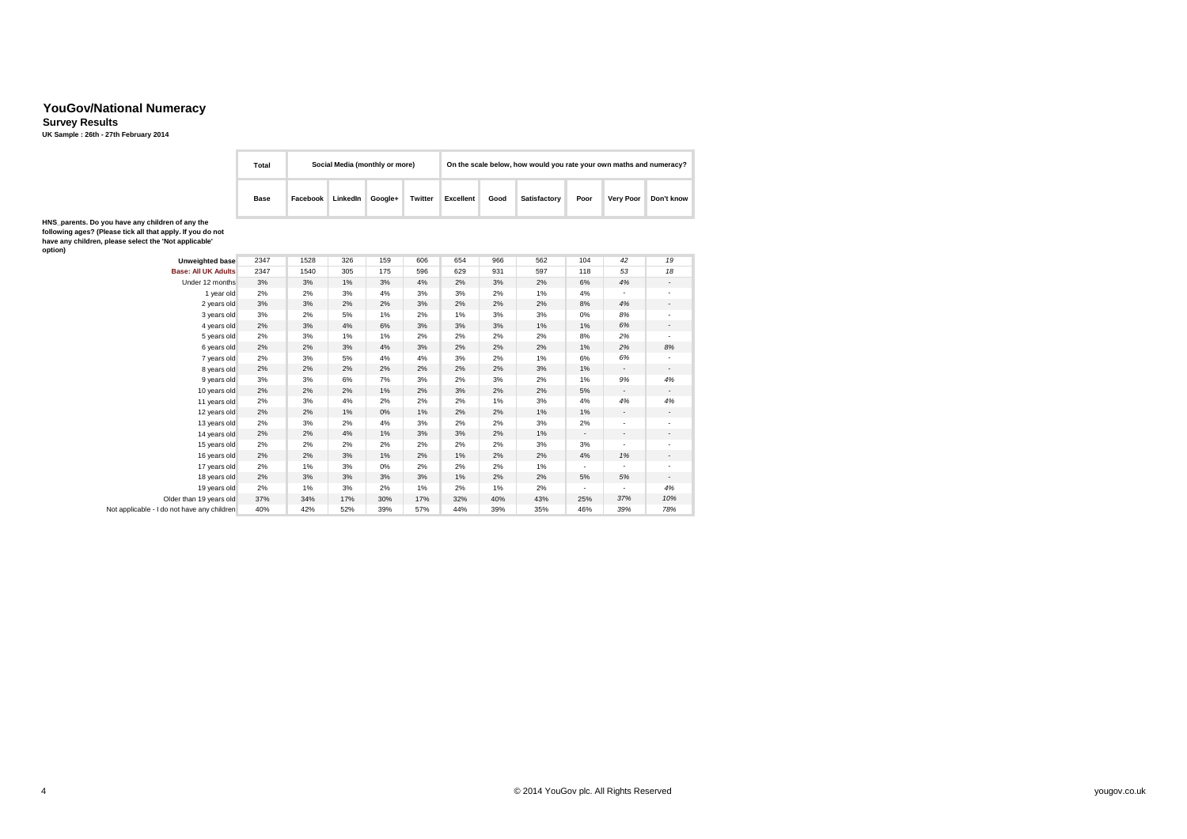# YouGov/National Numeracy

**Survey Results**

**UK Sample : 26th - 27th February 2014**

**HNS_parents. Do you have any children of any the following ages? (Please tick all that apply. If you do not have any children, please select the 'Not applicable' option)**

| | Total | Social Media (monthly or more) | | | | On the scale below, how would you rate your own maths and numeracy? | | | | | |
|---|---|---|---|---|---|---|---|---|---|---|---|
| | Base | Facebook | LinkedIn | Google+ | Twitter | Excellent | Good | Satisfactory | Poor | Very Poor | Don't know |
| **Unweighted base** | 2347 | 1528 | 326 | 159 | 606 | 654 | 966 | 562 | 104 | 42 | 19 |
| **Base: All UK Adults** | 2347 | 1540 | 305 | 175 | 596 | 629 | 931 | 597 | 118 | 53 | 18 |
| Under 12 months | 3% | 3% | 1% | 3% | 4% | 2% | 3% | 2% | 6% | 4% | - |
| 1 year old | 2% | 2% | 3% | 4% | 3% | 3% | 2% | 1% | 4% | - | - |
| 2 years old | 3% | 3% | 2% | 2% | 3% | 2% | 2% | 2% | 8% | 4% | - |
| 3 years old | 3% | 2% | 5% | 1% | 2% | 1% | 3% | 3% | 0% | 8% | - |
| 4 years old | 2% | 3% | 4% | 6% | 3% | 3% | 3% | 1% | 1% | 6% | - |
| 5 years old | 2% | 3% | 1% | 1% | 2% | 2% | 2% | 2% | 8% | 2% | - |
| 6 years old | 2% | 2% | 3% | 4% | 3% | 2% | 2% | 2% | 1% | 2% | 8% |
| 7 years old | 2% | 3% | 5% | 4% | 4% | 3% | 2% | 1% | 6% | 6% | - |
| 8 years old | 2% | 2% | 2% | 2% | 2% | 2% | 2% | 3% | 1% | - | - |
| 9 years old | 3% | 3% | 6% | 7% | 3% | 2% | 3% | 2% | 1% | 9% | 4% |
| 10 years old | 2% | 2% | 2% | 1% | 2% | 3% | 2% | 2% | 5% | - | - |
| 11 years old | 2% | 3% | 4% | 2% | 2% | 2% | 1% | 3% | 4% | 4% | 4% |
| 12 years old | 2% | 2% | 1% | 0% | 1% | 2% | 2% | 1% | 1% | - | - |
| 13 years old | 2% | 3% | 2% | 4% | 3% | 2% | 2% | 3% | 2% | - | - |
| 14 years old | 2% | 2% | 4% | 1% | 3% | 3% | 2% | 1% | - | - | - |
| 15 years old | 2% | 2% | 2% | 2% | 2% | 2% | 2% | 3% | 3% | - | - |
| 16 years old | 2% | 2% | 3% | 1% | 2% | 1% | 2% | 2% | 4% | 1% | - |
| 17 years old | 2% | 1% | 3% | 0% | 2% | 2% | 2% | 1% | - | - | - |
| 18 years old | 2% | 3% | 3% | 3% | 3% | 1% | 2% | 2% | 5% | 5% | - |
| 19 years old | 2% | 1% | 3% | 2% | 1% | 2% | 1% | 2% | - | - | 4% |
| Older than 19 years old | 37% | 34% | 17% | 30% | 17% | 32% | 40% | 43% | 25% | 37% | 10% |
| Not applicable - I do not have any children | 40% | 42% | 52% | 39% | 57% | 44% | 39% | 35% | 46% | 39% | 78% |

© 2014 YouGov plc. All Rights Reserved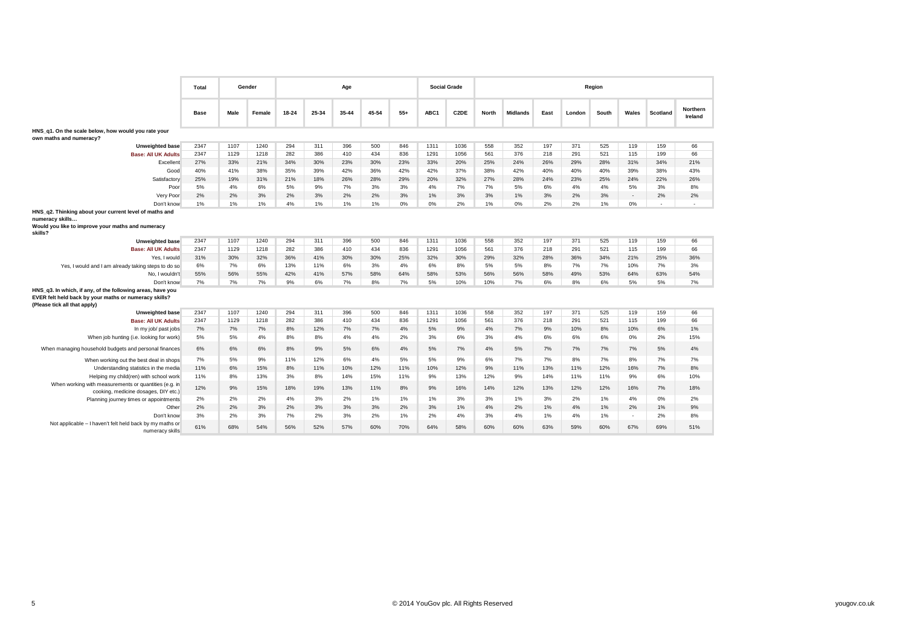| | Total | Gender | | Age | | | | | Social Grade | | Region | | | | | | | |
|---|---|---|---|---|---|---|---|---|---|---|---|---|---|---|---|---|---|---|
| | Base | Male | Female | 18-24 | 25-34 | 35-44 | 45-54 | 55+ | ABC1 | C2DE | North | Midlands | East | London | South | Wales | Scotland | Northern Ireland |
| **HNS_q1. On the scale below, how would you rate your own maths and numeracy?** | | | | | | | | | | | | | | | | | | |
| Unweighted base | 2347 | 1107 | 1240 | 294 | 311 | 396 | 500 | 846 | 1311 | 1036 | 558 | 352 | 197 | 371 | 525 | 119 | 159 | 66 |
| Base: All UK Adults | 2347 | 1129 | 1218 | 282 | 386 | 410 | 434 | 836 | 1291 | 1056 | 561 | 376 | 218 | 291 | 521 | 115 | 199 | 66 |
| Excellent | 27% | 33% | 21% | 34% | 30% | 23% | 30% | 23% | 33% | 20% | 25% | 24% | 26% | 29% | 28% | 31% | 34% | 21% |
| Good | 40% | 41% | 38% | 35% | 39% | 42% | 36% | 42% | 42% | 37% | 38% | 42% | 40% | 40% | 40% | 39% | 38% | 43% |
| Satisfactory | 25% | 19% | 31% | 21% | 18% | 26% | 28% | 29% | 20% | 32% | 27% | 28% | 24% | 23% | 25% | 24% | 22% | 26% |
| Poor | 5% | 4% | 6% | 5% | 9% | 7% | 3% | 3% | 4% | 7% | 7% | 5% | 6% | 4% | 4% | 5% | 3% | 8% |
| Very Poor | 2% | 2% | 3% | 2% | 3% | 2% | 2% | 3% | 1% | 3% | 3% | 1% | 3% | 2% | 3% | - | 2% | 2% |
| Don't know | 1% | 1% | 1% | 4% | 1% | 1% | 1% | 0% | 0% | 2% | 1% | 0% | 2% | 2% | 1% | 0% | - | - |
| **HNS_q2. Thinking about your current level of maths and numeracy skills… Would you like to improve your maths and numeracy skills?** | | | | | | | | | | | | | | | | | | |
| Unweighted base | 2347 | 1107 | 1240 | 294 | 311 | 396 | 500 | 846 | 1311 | 1036 | 558 | 352 | 197 | 371 | 525 | 119 | 159 | 66 |
| Base: All UK Adults | 2347 | 1129 | 1218 | 282 | 386 | 410 | 434 | 836 | 1291 | 1056 | 561 | 376 | 218 | 291 | 521 | 115 | 199 | 66 |
| Yes, I would | 31% | 30% | 32% | 36% | 41% | 30% | 30% | 25% | 32% | 30% | 29% | 32% | 28% | 36% | 34% | 21% | 25% | 36% |
| Yes, I would and I am already taking steps to do so | 6% | 7% | 6% | 13% | 11% | 6% | 3% | 4% | 6% | 8% | 5% | 5% | 8% | 7% | 7% | 10% | 7% | 3% |
| No, I wouldn't | 55% | 56% | 55% | 42% | 41% | 57% | 58% | 64% | 58% | 53% | 56% | 56% | 58% | 49% | 53% | 64% | 63% | 54% |
| Don't know | 7% | 7% | 7% | 9% | 6% | 7% | 8% | 7% | 5% | 10% | 10% | 7% | 6% | 8% | 6% | 5% | 5% | 7% |
| **HNS_q3. In which, if any, of the following areas, have you EVER felt held back by your maths or numeracy skills? (Please tick all that apply)** | | | | | | | | | | | | | | | | | | |
| Unweighted base | 2347 | 1107 | 1240 | 294 | 311 | 396 | 500 | 846 | 1311 | 1036 | 558 | 352 | 197 | 371 | 525 | 119 | 159 | 66 |
| Base: All UK Adults | 2347 | 1129 | 1218 | 282 | 386 | 410 | 434 | 836 | 1291 | 1056 | 561 | 376 | 218 | 291 | 521 | 115 | 199 | 66 |
| In my job/ past jobs | 7% | 7% | 7% | 8% | 12% | 7% | 7% | 4% | 5% | 9% | 4% | 7% | 9% | 10% | 8% | 10% | 6% | 1% |
| When job hunting (i.e. looking for work) | 5% | 5% | 4% | 8% | 8% | 4% | 4% | 2% | 3% | 6% | 3% | 4% | 6% | 6% | 6% | 0% | 2% | 15% |
| When managing household budgets and personal finances | 6% | 6% | 6% | 8% | 9% | 5% | 6% | 4% | 5% | 7% | 4% | 5% | 7% | 7% | 7% | 7% | 5% | 4% |
| When working out the best deal in shops | 7% | 5% | 9% | 11% | 12% | 6% | 4% | 5% | 5% | 9% | 6% | 7% | 7% | 8% | 7% | 8% | 7% | 7% |
| Understanding statistics in the media | 11% | 6% | 15% | 8% | 11% | 10% | 12% | 11% | 10% | 12% | 9% | 11% | 13% | 11% | 12% | 16% | 7% | 8% |
| Helping my child(ren) with school work | 11% | 8% | 13% | 3% | 8% | 14% | 15% | 11% | 9% | 13% | 12% | 9% | 14% | 11% | 11% | 9% | 6% | 10% |
| When working with measurements or quantities (e.g. in cooking, medicine dosages, DIY etc.) | 12% | 9% | 15% | 18% | 19% | 13% | 11% | 8% | 9% | 16% | 14% | 12% | 13% | 12% | 12% | 16% | 7% | 18% |
| Planning journey times or appointments | 2% | 2% | 2% | 4% | 3% | 2% | 1% | 1% | 1% | 3% | 3% | 1% | 3% | 2% | 1% | 4% | 0% | 2% |
| Other | 2% | 2% | 3% | 2% | 3% | 3% | 3% | 2% | 3% | 1% | 4% | 2% | 1% | 4% | 1% | 2% | 1% | 9% |
| Don't know | 3% | 2% | 3% | 7% | 2% | 3% | 2% | 1% | 2% | 4% | 3% | 4% | 1% | 4% | 1% | - | 2% | 8% |
| Not applicable – I haven't felt held back by my maths or numeracy skills | 61% | 68% | 54% | 56% | 52% | 57% | 60% | 70% | 64% | 58% | 60% | 60% | 63% | 59% | 60% | 67% | 69% | 51% |

© 2014 YouGov plc. All Rights Reserved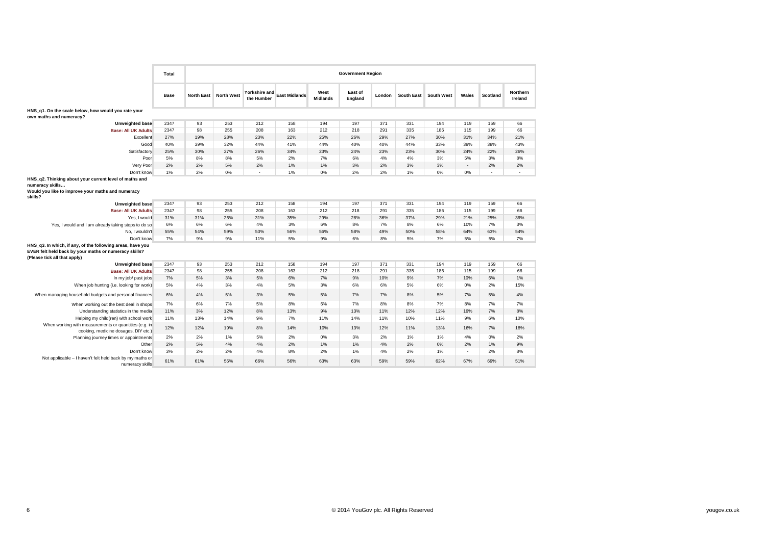| | Total | Government Region | | | | | | | | | | | |
|---|---|---|---|---|---|---|---|---|---|---|---|---|---|
| | Base | North East | North West | Yorkshire and the Humber | East Midlands | West Midlands | East of England | London | South East | South West | Wales | Scotland | Northern Ireland |
| **HNS_q1. On the scale below, how would you rate your own maths and numeracy?** | | | | | | | | | | | | | |
| **Unweighted base** | 2347 | 93 | 253 | 212 | 158 | 194 | 197 | 371 | 331 | 194 | 119 | 159 | 66 |
| **Base: All UK Adults** | 2347 | 98 | 255 | 208 | 163 | 212 | 218 | 291 | 335 | 186 | 115 | 199 | 66 |
| Excellent | 27% | 19% | 28% | 23% | 22% | 25% | 26% | 29% | 27% | 30% | 31% | 34% | 21% |
| Good | 40% | 39% | 32% | 44% | 41% | 44% | 40% | 40% | 44% | 33% | 39% | 38% | 43% |
| Satisfactory | 25% | 30% | 27% | 26% | 34% | 23% | 24% | 23% | 23% | 30% | 24% | 22% | 26% |
| Poor | 5% | 8% | 8% | 5% | 2% | 7% | 6% | 4% | 4% | 3% | 5% | 3% | 8% |
| Very Poor | 2% | 2% | 5% | 2% | 1% | 1% | 3% | 2% | 3% | 3% | - | 2% | 2% |
| Don't know | 1% | 2% | 0% | - | 1% | 0% | 2% | 2% | 1% | 0% | 0% | - | - |
| **HNS_q2. Thinking about your current level of maths and numeracy skills… Would you like to improve your maths and numeracy skills?** | | | | | | | | | | | | | |
| **Unweighted base** | 2347 | 93 | 253 | 212 | 158 | 194 | 197 | 371 | 331 | 194 | 119 | 159 | 66 |
| **Base: All UK Adults** | 2347 | 98 | 255 | 208 | 163 | 212 | 218 | 291 | 335 | 186 | 115 | 199 | 66 |
| Yes, I would | 31% | 31% | 26% | 31% | 35% | 29% | 28% | 36% | 37% | 29% | 21% | 25% | 36% |
| Yes, I would and I am already taking steps to do so | 6% | 6% | 6% | 4% | 3% | 6% | 8% | 7% | 8% | 6% | 10% | 7% | 3% |
| No, I wouldn't | 55% | 54% | 59% | 53% | 56% | 56% | 58% | 49% | 50% | 58% | 64% | 63% | 54% |
| Don't know | 7% | 9% | 9% | 11% | 5% | 9% | 6% | 8% | 5% | 7% | 5% | 5% | 7% |
| **HNS_q3. In which, if any, of the following areas, have you EVER felt held back by your maths or numeracy skills? (Please tick all that apply)** | | | | | | | | | | | | | |
| **Unweighted base** | 2347 | 93 | 253 | 212 | 158 | 194 | 197 | 371 | 331 | 194 | 119 | 159 | 66 |
| **Base: All UK Adults** | 2347 | 98 | 255 | 208 | 163 | 212 | 218 | 291 | 335 | 186 | 115 | 199 | 66 |
| In my job/ past jobs | 7% | 5% | 3% | 5% | 6% | 7% | 9% | 10% | 9% | 7% | 10% | 6% | 1% |
| When job hunting (i.e. looking for work) | 5% | 4% | 3% | 4% | 5% | 3% | 6% | 6% | 5% | 6% | 0% | 2% | 15% |
| When managing household budgets and personal finances | 6% | 4% | 5% | 3% | 5% | 5% | 7% | 7% | 8% | 5% | 7% | 5% | 4% |
| When working out the best deal in shops | 7% | 6% | 7% | 5% | 8% | 6% | 7% | 8% | 8% | 7% | 8% | 7% | 7% |
| Understanding statistics in the media | 11% | 3% | 12% | 8% | 13% | 9% | 13% | 11% | 12% | 12% | 16% | 7% | 8% |
| Helping my child(ren) with school work | 11% | 13% | 14% | 9% | 7% | 11% | 14% | 11% | 10% | 11% | 9% | 6% | 10% |
| When working with measurements or quantities (e.g. in cooking, medicine dosages, DIY etc.) | 12% | 12% | 19% | 8% | 14% | 10% | 13% | 12% | 11% | 13% | 16% | 7% | 18% |
| Planning journey times or appointments | 2% | 2% | 1% | 5% | 2% | 0% | 3% | 2% | 1% | 1% | 4% | 0% | 2% |
| Other | 2% | 5% | 4% | 4% | 2% | 1% | 1% | 4% | 2% | 0% | 2% | 1% | 9% |
| Don't know | 3% | 2% | 2% | 4% | 8% | 2% | 1% | 4% | 2% | 1% | - | 2% | 8% |
| Not applicable – I haven't felt held back by my maths or numeracy skills | 61% | 61% | 55% | 66% | 56% | 63% | 63% | 59% | 59% | 62% | 67% | 69% | 51% |

© 2014 YouGov plc. All Rights Reserved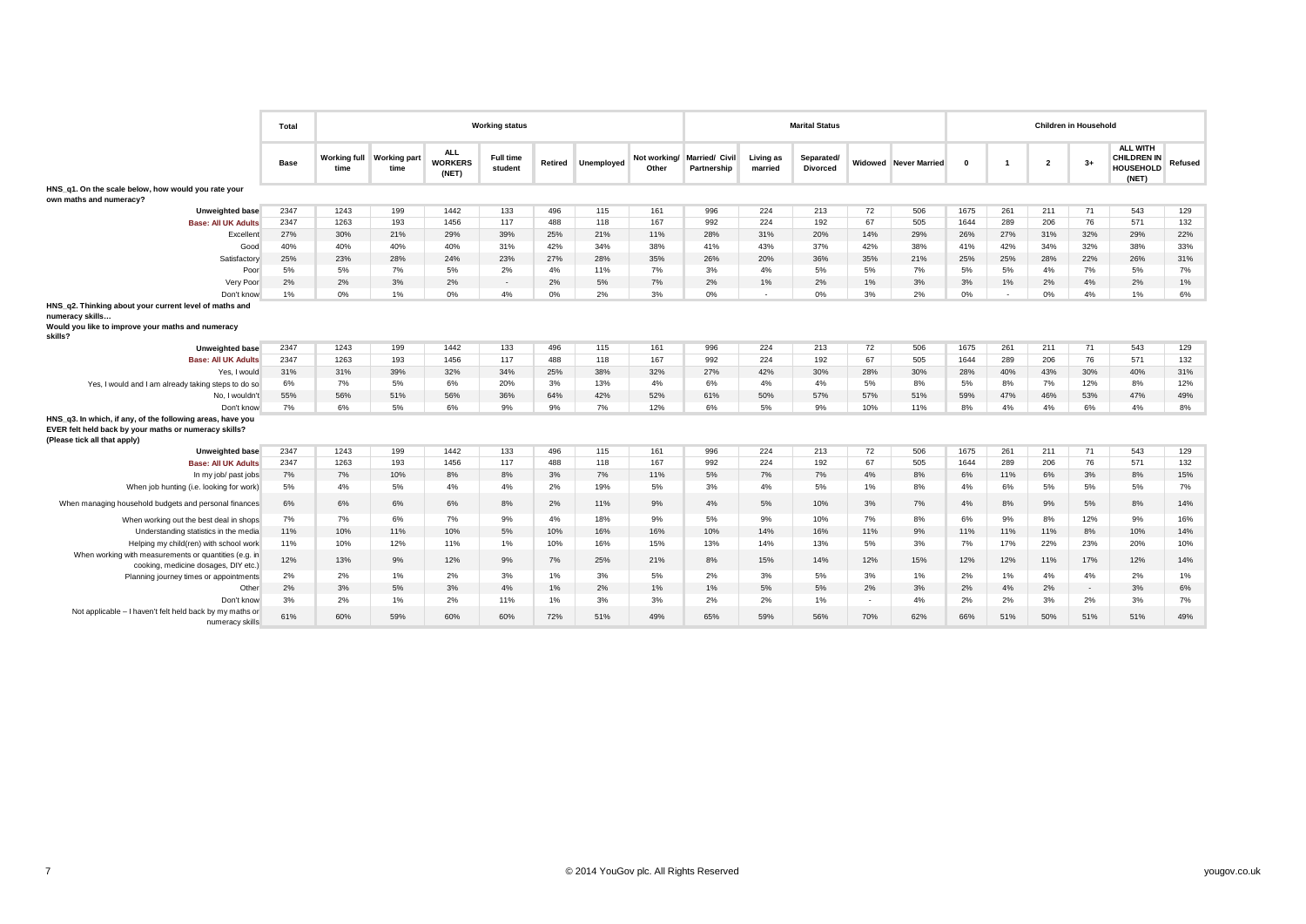| | Total | Working status | | | | | | | Marital Status | | | | | Children in Household | | | | | |
|---|---|---|---|---|---|---|---|---|---|---|---|---|---|---|---|---|---|---|---|
| | Base | Working full time | Working part time | ALL WORKERS (NET) | Full time student | Retired | Unemployed | Not working/ Other | Married/ Civil Partnership | Living as married | Separated/ Divorced | Widowed | Never Married | 0 | 1 | 2 | 3+ | ALL WITH CHILDREN IN HOUSEHOLD (NET) | Refused |
| **HNS_q1. On the scale below, how would you rate your own maths and numeracy?** | | | | | | | | | | | | | | | | | | | |
| **Unweighted base** | 2347 | 1243 | 199 | 1442 | 133 | 496 | 115 | 161 | 996 | 224 | 213 | 72 | 506 | 1675 | 261 | 211 | 71 | 543 | 129 |
| **Base: All UK Adults** | 2347 | 1263 | 193 | 1456 | 117 | 488 | 118 | 167 | 992 | 224 | 192 | 67 | 505 | 1644 | 289 | 206 | 76 | 571 | 132 |
| Excellent | 27% | 30% | 21% | 29% | 39% | 25% | 21% | 11% | 28% | 31% | 20% | 14% | 29% | 26% | 27% | 31% | 32% | 29% | 22% |
| Good | 40% | 40% | 40% | 40% | 31% | 42% | 34% | 38% | 41% | 43% | 37% | 42% | 38% | 41% | 42% | 34% | 32% | 38% | 33% |
| Satisfactory | 25% | 23% | 28% | 24% | 23% | 27% | 28% | 35% | 26% | 20% | 36% | 35% | 21% | 25% | 25% | 28% | 22% | 26% | 31% |
| Poor | 5% | 5% | 7% | 5% | 2% | 4% | 11% | 7% | 3% | 4% | 5% | 5% | 7% | 5% | 5% | 4% | 7% | 5% | 7% |
| Very Poor | 2% | 2% | 3% | 2% | - | 2% | 5% | 7% | 2% | 1% | 2% | 1% | 3% | 3% | 1% | 2% | 4% | 2% | 1% |
| Don't know | 1% | 0% | 1% | 0% | 4% | 0% | 2% | 3% | 0% | - | 0% | 3% | 2% | 0% | - | 0% | 4% | 1% | 6% |
| **HNS_q2. Thinking about your current level of maths and numeracy skills… Would you like to improve your maths and numeracy skills?** | | | | | | | | | | | | | | | | | | | |
| **Unweighted base** | 2347 | 1243 | 199 | 1442 | 133 | 496 | 115 | 161 | 996 | 224 | 213 | 72 | 506 | 1675 | 261 | 211 | 71 | 543 | 129 |
| **Base: All UK Adults** | 2347 | 1263 | 193 | 1456 | 117 | 488 | 118 | 167 | 992 | 224 | 192 | 67 | 505 | 1644 | 289 | 206 | 76 | 571 | 132 |
| Yes, I would | 31% | 31% | 39% | 32% | 34% | 25% | 38% | 32% | 27% | 42% | 30% | 28% | 30% | 28% | 40% | 43% | 30% | 40% | 31% |
| Yes, I would and I am already taking steps to do so | 6% | 7% | 5% | 6% | 20% | 3% | 13% | 4% | 6% | 4% | 4% | 5% | 8% | 5% | 8% | 7% | 12% | 8% | 12% |
| No, I wouldn't | 55% | 56% | 51% | 56% | 36% | 64% | 42% | 52% | 61% | 50% | 57% | 57% | 51% | 59% | 47% | 46% | 53% | 47% | 49% |
| Don't know | 7% | 6% | 5% | 6% | 9% | 9% | 7% | 12% | 6% | 5% | 9% | 10% | 11% | 8% | 4% | 4% | 6% | 4% | 8% |
| **HNS_q3. In which, if any, of the following areas, have you EVER felt held back by your maths or numeracy skills? (Please tick all that apply)** | | | | | | | | | | | | | | | | | | | |
| **Unweighted base** | 2347 | 1243 | 199 | 1442 | 133 | 496 | 115 | 161 | 996 | 224 | 213 | 72 | 506 | 1675 | 261 | 211 | 71 | 543 | 129 |
| **Base: All UK Adults** | 2347 | 1263 | 193 | 1456 | 117 | 488 | 118 | 167 | 992 | 224 | 192 | 67 | 505 | 1644 | 289 | 206 | 76 | 571 | 132 |
| In my job/ past jobs | 7% | 7% | 10% | 8% | 8% | 3% | 7% | 11% | 5% | 7% | 7% | 4% | 8% | 6% | 11% | 6% | 3% | 8% | 15% |
| When job hunting (i.e. looking for work) | 5% | 4% | 5% | 4% | 4% | 2% | 19% | 5% | 3% | 4% | 5% | 1% | 8% | 4% | 6% | 5% | 5% | 5% | 7% |
| When managing household budgets and personal finances | 6% | 6% | 6% | 6% | 8% | 2% | 11% | 9% | 4% | 5% | 10% | 3% | 7% | 4% | 8% | 9% | 5% | 8% | 14% |
| When working out the best deal in shops | 7% | 7% | 6% | 7% | 9% | 4% | 18% | 9% | 5% | 9% | 10% | 7% | 8% | 6% | 9% | 8% | 12% | 9% | 16% |
| Understanding statistics in the media | 11% | 10% | 11% | 10% | 5% | 10% | 16% | 16% | 10% | 14% | 16% | 11% | 9% | 11% | 11% | 11% | 8% | 10% | 14% |
| Helping my child(ren) with school work | 11% | 10% | 12% | 11% | 1% | 10% | 16% | 15% | 13% | 14% | 13% | 5% | 3% | 7% | 17% | 22% | 23% | 20% | 10% |
| When working with measurements or quantities (e.g. in cooking, medicine dosages, DIY etc.) | 12% | 13% | 9% | 12% | 9% | 7% | 25% | 21% | 8% | 15% | 14% | 12% | 15% | 12% | 12% | 11% | 17% | 12% | 14% |
| Planning journey times or appointments | 2% | 2% | 1% | 2% | 3% | 1% | 3% | 5% | 2% | 3% | 5% | 3% | 1% | 2% | 1% | 4% | 4% | 2% | 1% |
| Other | 2% | 3% | 5% | 3% | 4% | 1% | 2% | 1% | 1% | 5% | 5% | 2% | 3% | 2% | 4% | 2% | - | 3% | 6% |
| Don't know | 3% | 2% | 1% | 2% | 11% | 1% | 3% | 3% | 2% | 2% | 1% | - | 4% | 2% | 2% | 3% | 2% | 3% | 7% |
| Not applicable – I haven't felt held back by my maths or numeracy skills | 61% | 60% | 59% | 60% | 60% | 72% | 51% | 49% | 65% | 59% | 56% | 70% | 62% | 66% | 51% | 50% | 51% | 51% | 49% |

© 2014 YouGov plc. All Rights Reserved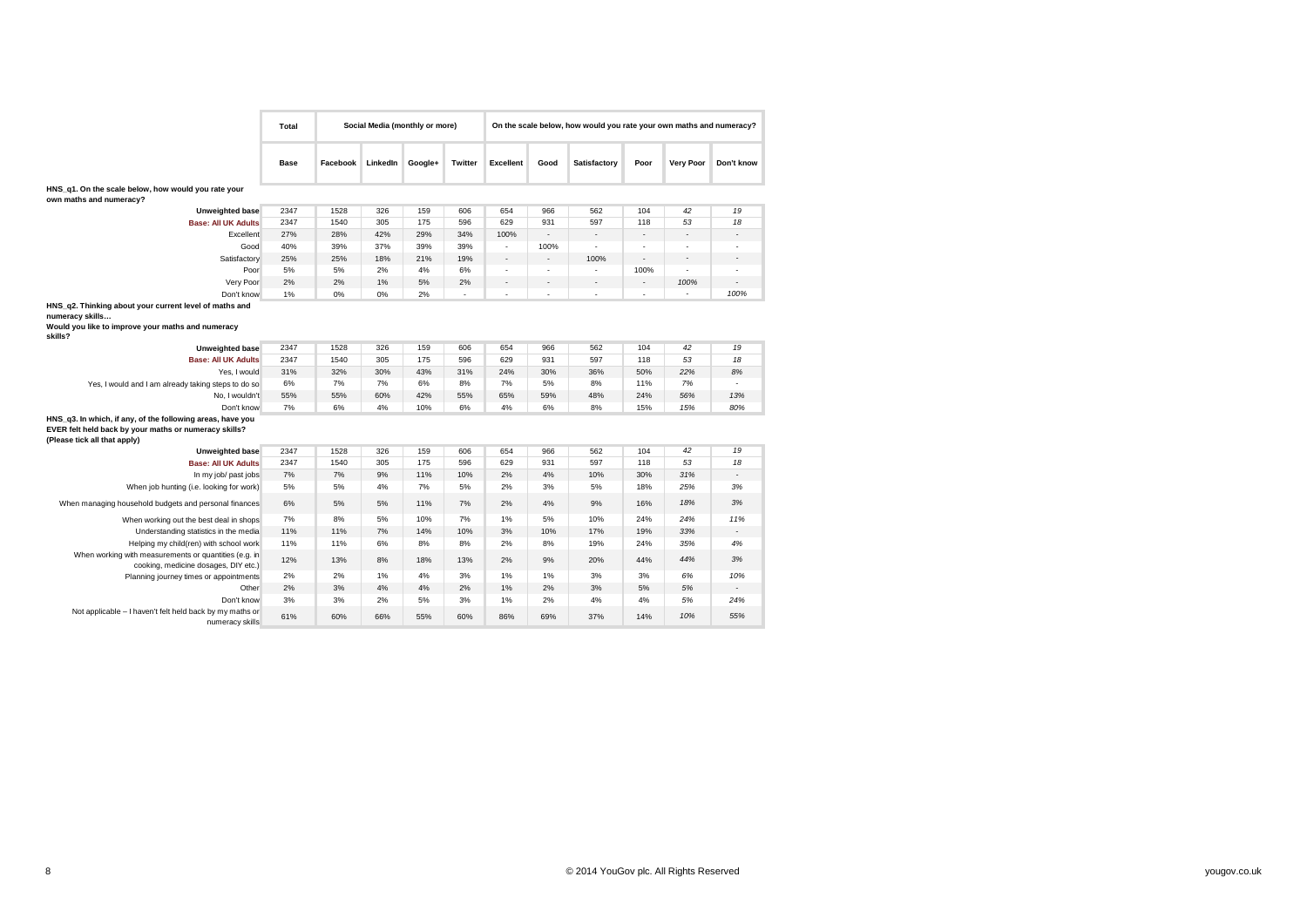| | Total | Social Media (monthly or more) | | | | On the scale below, how would you rate your own maths and numeracy? | | | | | |
|---|---|---|---|---|---|---|---|---|---|---|---|
| | Base | Facebook | LinkedIn | Google+ | Twitter | Excellent | Good | Satisfactory | Poor | Very Poor | Don't know |
| **HNS_q1. On the scale below, how would you rate your own maths and numeracy?** | | | | | | | | | | | |
| **Unweighted base** | 2347 | 1528 | 326 | 159 | 606 | 654 | 966 | 562 | 104 | *42* | *19* |
| **Base: All UK Adults** | 2347 | 1540 | 305 | 175 | 596 | 629 | 931 | 597 | 118 | *53* | *18* |
| Excellent | 27% | 28% | 42% | 29% | 34% | 100% | - | - | - | - | - |
| Good | 40% | 39% | 37% | 39% | 39% | - | 100% | - | - | - | - |
| Satisfactory | 25% | 25% | 18% | 21% | 19% | - | - | 100% | - | - | - |
| Poor | 5% | 5% | 2% | 4% | 6% | - | - | - | 100% | - | - |
| Very Poor | 2% | 2% | 1% | 5% | 2% | - | - | - | - | *100%* | - |
| Don't know | 1% | 0% | 0% | 2% | - | - | - | - | - | - | *100%* |
| **HNS_q2. Thinking about your current level of maths and numeracy skills… Would you like to improve your maths and numeracy skills?** | | | | | | | | | | | |
| **Unweighted base** | 2347 | 1528 | 326 | 159 | 606 | 654 | 966 | 562 | 104 | *42* | *19* |
| **Base: All UK Adults** | 2347 | 1540 | 305 | 175 | 596 | 629 | 931 | 597 | 118 | *53* | *18* |
| Yes, I would | 31% | 32% | 30% | 43% | 31% | 24% | 30% | 36% | 50% | *22%* | *8%* |
| Yes, I would and I am already taking steps to do so | 6% | 7% | 7% | 6% | 8% | 7% | 5% | 8% | 11% | *7%* | - |
| No, I wouldn't | 55% | 55% | 60% | 42% | 55% | 65% | 59% | 48% | 24% | *56%* | *13%* |
| Don't know | 7% | 6% | 4% | 10% | 6% | 4% | 6% | 8% | 15% | *15%* | *80%* |
| **HNS_q3. In which, if any, of the following areas, have you EVER felt held back by your maths or numeracy skills? (Please tick all that apply)** | | | | | | | | | | | |
| **Unweighted base** | 2347 | 1528 | 326 | 159 | 606 | 654 | 966 | 562 | 104 | *42* | *19* |
| **Base: All UK Adults** | 2347 | 1540 | 305 | 175 | 596 | 629 | 931 | 597 | 118 | *53* | *18* |
| In my job/ past jobs | 7% | 7% | 9% | 11% | 10% | 2% | 4% | 10% | 30% | *31%* | - |
| When job hunting (i.e. looking for work) | 5% | 5% | 4% | 7% | 5% | 2% | 3% | 5% | 18% | *25%* | *3%* |
| When managing household budgets and personal finances | 6% | 5% | 5% | 11% | 7% | 2% | 4% | 9% | 16% | *18%* | *3%* |
| When working out the best deal in shops | 7% | 8% | 5% | 10% | 7% | 1% | 5% | 10% | 24% | *24%* | *11%* |
| Understanding statistics in the media | 11% | 11% | 7% | 14% | 10% | 3% | 10% | 17% | 19% | *33%* | - |
| Helping my child(ren) with school work | 11% | 11% | 6% | 8% | 8% | 2% | 8% | 19% | 24% | *35%* | *4%* |
| When working with measurements or quantities (e.g. in cooking, medicine dosages, DIY etc.) | 12% | 13% | 8% | 18% | 13% | 2% | 9% | 20% | 44% | *44%* | *3%* |
| Planning journey times or appointments | 2% | 2% | 1% | 4% | 3% | 1% | 1% | 3% | 3% | *6%* | *10%* |
| Other | 2% | 3% | 4% | 4% | 2% | 1% | 2% | 3% | 5% | *5%* | - |
| Don't know | 3% | 3% | 2% | 5% | 3% | 1% | 2% | 4% | 4% | *5%* | *24%* |
| Not applicable – I haven't felt held back by my maths or numeracy skills | 61% | 60% | 66% | 55% | 60% | 86% | 69% | 37% | 14% | *10%* | *55%* |

© 2014 YouGov plc. All Rights Reserved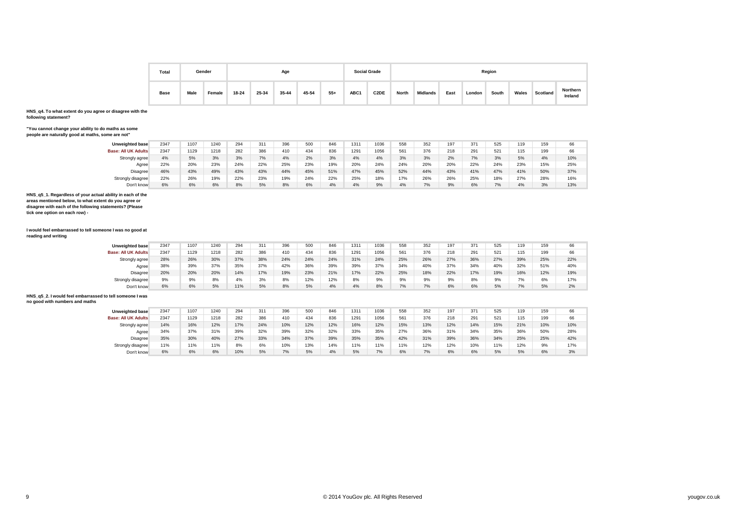| | Total | Gender | | Age | | | | | Social Grade | | Region | | | | | | | |
|---|---|---|---|---|---|---|---|---|---|---|---|---|---|---|---|---|---|---|
| | Base | Male | Female | 18-24 | 25-34 | 35-44 | 45-54 | 55+ | ABC1 | C2DE | North | Midlands | East | London | South | Wales | Scotland | Northern Ireland |

**HNS_q4. To what extent do you agree or disagree with the following statement?**

**"You cannot change your ability to do maths as some people are naturally good at maths, some are not"**

| | Total | Male | Female | 18-24 | 25-34 | 35-44 | 45-54 | 55+ | ABC1 | C2DE | North | Midlands | East | London | South | Wales | Scotland | Northern Ireland |
|---|---|---|---|---|---|---|---|---|---|---|---|---|---|---|---|---|---|---|
| **Unweighted base** | 2347 | 1107 | 1240 | 294 | 311 | 396 | 500 | 846 | 1311 | 1036 | 558 | 352 | 197 | 371 | 525 | 119 | 159 | 66 |
| **Base: All UK Adults** | 2347 | 1129 | 1218 | 282 | 386 | 410 | 434 | 836 | 1291 | 1056 | 561 | 376 | 218 | 291 | 521 | 115 | 199 | 66 |
| Strongly agree | 4% | 5% | 3% | 3% | 7% | 4% | 2% | 3% | 4% | 4% | 3% | 3% | 2% | 7% | 3% | 5% | 4% | 10% |
| Agree | 22% | 20% | 23% | 24% | 22% | 25% | 23% | 19% | 20% | 24% | 24% | 20% | 20% | 22% | 24% | 23% | 15% | 25% |
| Disagree | 46% | 43% | 49% | 43% | 43% | 44% | 45% | 51% | 47% | 45% | 52% | 44% | 43% | 41% | 47% | 41% | 50% | 37% |
| Strongly disagree | 22% | 26% | 19% | 22% | 23% | 19% | 24% | 22% | 25% | 18% | 17% | 26% | 26% | 25% | 18% | 27% | 28% | 16% |
| Don't know | 6% | 6% | 6% | 8% | 5% | 8% | 6% | 4% | 4% | 9% | 4% | 7% | 9% | 6% | 7% | 4% | 3% | 13% |

**HNS_q5_1. Regardless of your actual ability in each of the areas mentioned below, to what extent do you agree or disagree with each of the following statements? (Please tick one option on each row) -**

**I would feel embarrassed to tell someone I was no good at reading and writing**

| | Total | Male | Female | 18-24 | 25-34 | 35-44 | 45-54 | 55+ | ABC1 | C2DE | North | Midlands | East | London | South | Wales | Scotland | Northern Ireland |
|---|---|---|---|---|---|---|---|---|---|---|---|---|---|---|---|---|---|---|
| **Unweighted base** | 2347 | 1107 | 1240 | 294 | 311 | 396 | 500 | 846 | 1311 | 1036 | 558 | 352 | 197 | 371 | 525 | 119 | 159 | 66 |
| **Base: All UK Adults** | 2347 | 1129 | 1218 | 282 | 386 | 410 | 434 | 836 | 1291 | 1056 | 561 | 376 | 218 | 291 | 521 | 115 | 199 | 66 |
| Strongly agree | 28% | 26% | 30% | 37% | 38% | 24% | 24% | 24% | 31% | 24% | 25% | 26% | 27% | 36% | 27% | 39% | 25% | 22% |
| Agree | 38% | 39% | 37% | 35% | 37% | 42% | 36% | 39% | 39% | 37% | 34% | 40% | 37% | 34% | 40% | 32% | 51% | 40% |
| Disagree | 20% | 20% | 20% | 14% | 17% | 19% | 23% | 21% | 17% | 22% | 25% | 18% | 22% | 17% | 19% | 16% | 12% | 19% |
| Strongly disagree | 9% | 9% | 8% | 4% | 3% | 8% | 12% | 12% | 8% | 9% | 9% | 9% | 9% | 8% | 9% | 7% | 6% | 17% |
| Don't know | 6% | 6% | 5% | 11% | 5% | 8% | 5% | 4% | 4% | 8% | 7% | 7% | 6% | 6% | 5% | 7% | 5% | 2% |

**HNS_q5_2. I would feel embarrassed to tell someone I was no good with numbers and maths**

| | Total | Male | Female | 18-24 | 25-34 | 35-44 | 45-54 | 55+ | ABC1 | C2DE | North | Midlands | East | London | South | Wales | Scotland | Northern Ireland |
|---|---|---|---|---|---|---|---|---|---|---|---|---|---|---|---|---|---|---|
| **Unweighted base** | 2347 | 1107 | 1240 | 294 | 311 | 396 | 500 | 846 | 1311 | 1036 | 558 | 352 | 197 | 371 | 525 | 119 | 159 | 66 |
| **Base: All UK Adults** | 2347 | 1129 | 1218 | 282 | 386 | 410 | 434 | 836 | 1291 | 1056 | 561 | 376 | 218 | 291 | 521 | 115 | 199 | 66 |
| Strongly agree | 14% | 16% | 12% | 17% | 24% | 10% | 12% | 12% | 16% | 12% | 15% | 13% | 12% | 14% | 15% | 21% | 10% | 10% |
| Agree | 34% | 37% | 31% | 39% | 32% | 39% | 32% | 32% | 33% | 35% | 27% | 36% | 31% | 34% | 35% | 36% | 50% | 28% |
| Disagree | 35% | 30% | 40% | 27% | 33% | 34% | 37% | 39% | 35% | 35% | 42% | 31% | 39% | 36% | 34% | 25% | 25% | 42% |
| Strongly disagree | 11% | 11% | 11% | 8% | 6% | 10% | 13% | 14% | 11% | 11% | 11% | 12% | 12% | 10% | 11% | 12% | 9% | 17% |
| Don't know | 6% | 6% | 6% | 10% | 5% | 7% | 5% | 4% | 5% | 7% | 6% | 7% | 6% | 6% | 5% | 5% | 6% | 3% |

© 2014 YouGov plc. All Rights Reserved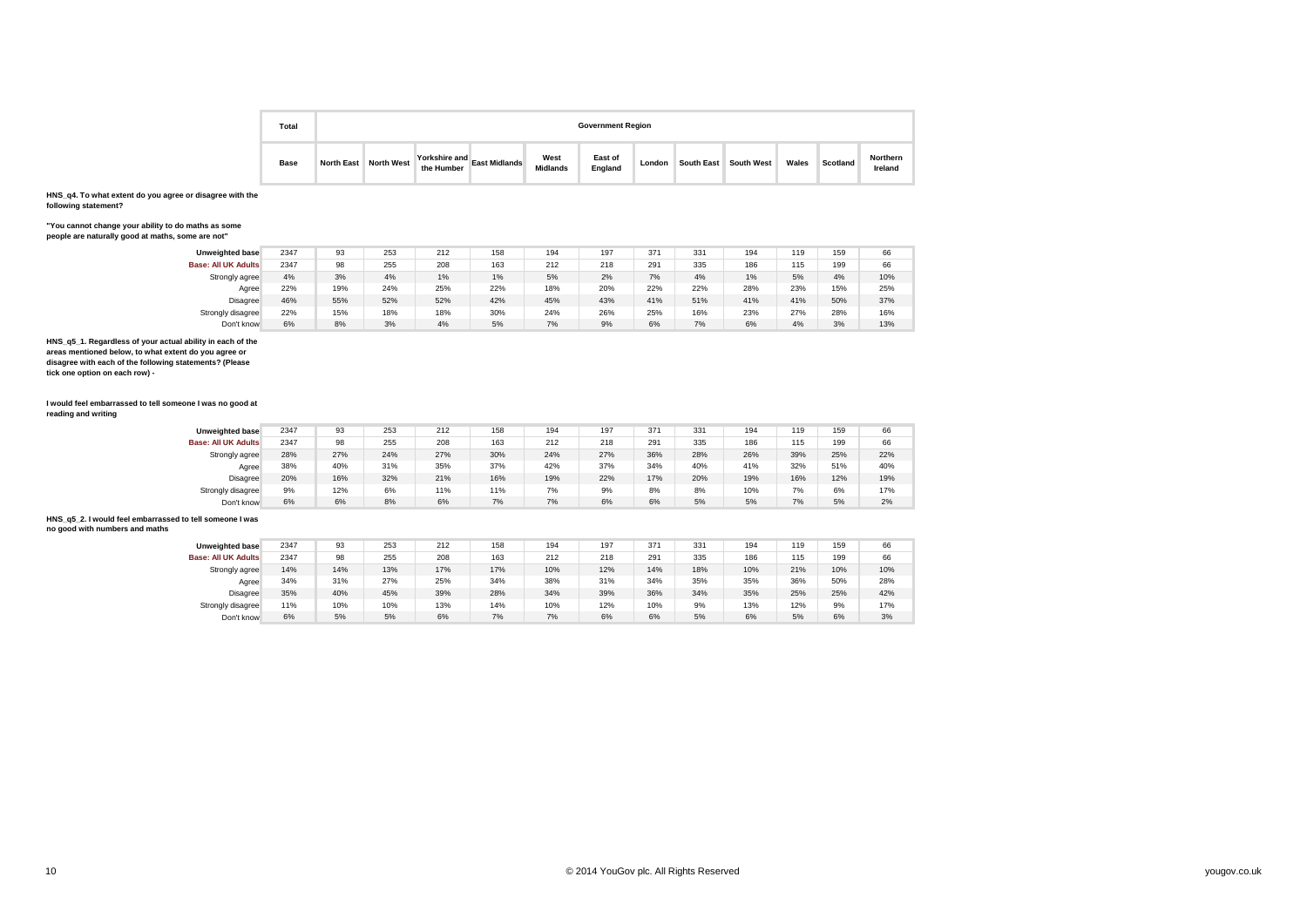| | Total | Government Region | | | | | | | | | | | |
|---|---|---|---|---|---|---|---|---|---|---|---|---|---|
| | Base | North East | North West | Yorkshire and the Humber | East Midlands | West Midlands | East of England | London | South East | South West | Wales | Scotland | Northern Ireland |

**HNS_q4. To what extent do you agree or disagree with the following statement?**

**"You cannot change your ability to do maths as some people are naturally good at maths, some are not"**

| | Total | North East | North West | Yorkshire and the Humber | East Midlands | West Midlands | East of England | London | South East | South West | Wales | Scotland | Northern Ireland |
|---|---|---|---|---|---|---|---|---|---|---|---|---|---|
| Unweighted base | 2347 | 93 | 253 | 212 | 158 | 194 | 197 | 371 | 331 | 194 | 119 | 159 | 66 |
| Base: All UK Adults | 2347 | 98 | 255 | 208 | 163 | 212 | 218 | 291 | 335 | 186 | 115 | 199 | 66 |
| Strongly agree | 4% | 3% | 4% | 1% | 1% | 5% | 2% | 7% | 4% | 1% | 5% | 4% | 10% |
| Agree | 22% | 19% | 24% | 25% | 22% | 18% | 20% | 22% | 22% | 28% | 23% | 15% | 25% |
| Disagree | 46% | 55% | 52% | 52% | 42% | 45% | 43% | 41% | 51% | 41% | 41% | 50% | 37% |
| Strongly disagree | 22% | 15% | 18% | 18% | 30% | 24% | 26% | 25% | 16% | 23% | 27% | 28% | 16% |
| Don't know | 6% | 8% | 3% | 4% | 5% | 7% | 9% | 6% | 7% | 6% | 4% | 3% | 13% |

**HNS_q5_1. Regardless of your actual ability in each of the areas mentioned below, to what extent do you agree or disagree with each of the following statements? (Please tick one option on each row) -**

**I would feel embarrassed to tell someone I was no good at reading and writing**

| | Total | North East | North West | Yorkshire and the Humber | East Midlands | West Midlands | East of England | London | South East | South West | Wales | Scotland | Northern Ireland |
|---|---|---|---|---|---|---|---|---|---|---|---|---|---|
| Unweighted base | 2347 | 93 | 253 | 212 | 158 | 194 | 197 | 371 | 331 | 194 | 119 | 159 | 66 |
| Base: All UK Adults | 2347 | 98 | 255 | 208 | 163 | 212 | 218 | 291 | 335 | 186 | 115 | 199 | 66 |
| Strongly agree | 28% | 27% | 24% | 27% | 30% | 24% | 27% | 36% | 28% | 26% | 39% | 25% | 22% |
| Agree | 38% | 40% | 31% | 35% | 37% | 42% | 37% | 34% | 40% | 41% | 32% | 51% | 40% |
| Disagree | 20% | 16% | 32% | 21% | 16% | 19% | 22% | 17% | 20% | 19% | 16% | 12% | 19% |
| Strongly disagree | 9% | 12% | 6% | 11% | 11% | 7% | 9% | 8% | 8% | 10% | 7% | 6% | 17% |
| Don't know | 6% | 6% | 8% | 6% | 7% | 7% | 6% | 6% | 5% | 5% | 7% | 5% | 2% |

**HNS_q5_2. I would feel embarrassed to tell someone I was no good with numbers and maths**

| | Total | North East | North West | Yorkshire and the Humber | East Midlands | West Midlands | East of England | London | South East | South West | Wales | Scotland | Northern Ireland |
|---|---|---|---|---|---|---|---|---|---|---|---|---|---|
| Unweighted base | 2347 | 93 | 253 | 212 | 158 | 194 | 197 | 371 | 331 | 194 | 119 | 159 | 66 |
| Base: All UK Adults | 2347 | 98 | 255 | 208 | 163 | 212 | 218 | 291 | 335 | 186 | 115 | 199 | 66 |
| Strongly agree | 14% | 14% | 13% | 17% | 17% | 10% | 12% | 14% | 18% | 10% | 21% | 10% | 10% |
| Agree | 34% | 31% | 27% | 25% | 34% | 38% | 31% | 34% | 35% | 35% | 36% | 50% | 28% |
| Disagree | 35% | 40% | 45% | 39% | 28% | 34% | 39% | 36% | 34% | 35% | 25% | 25% | 42% |
| Strongly disagree | 11% | 10% | 10% | 13% | 14% | 10% | 12% | 10% | 9% | 13% | 12% | 9% | 17% |
| Don't know | 6% | 5% | 5% | 6% | 7% | 7% | 6% | 6% | 5% | 6% | 5% | 6% | 3% |

© 2014 YouGov plc. All Rights Reserved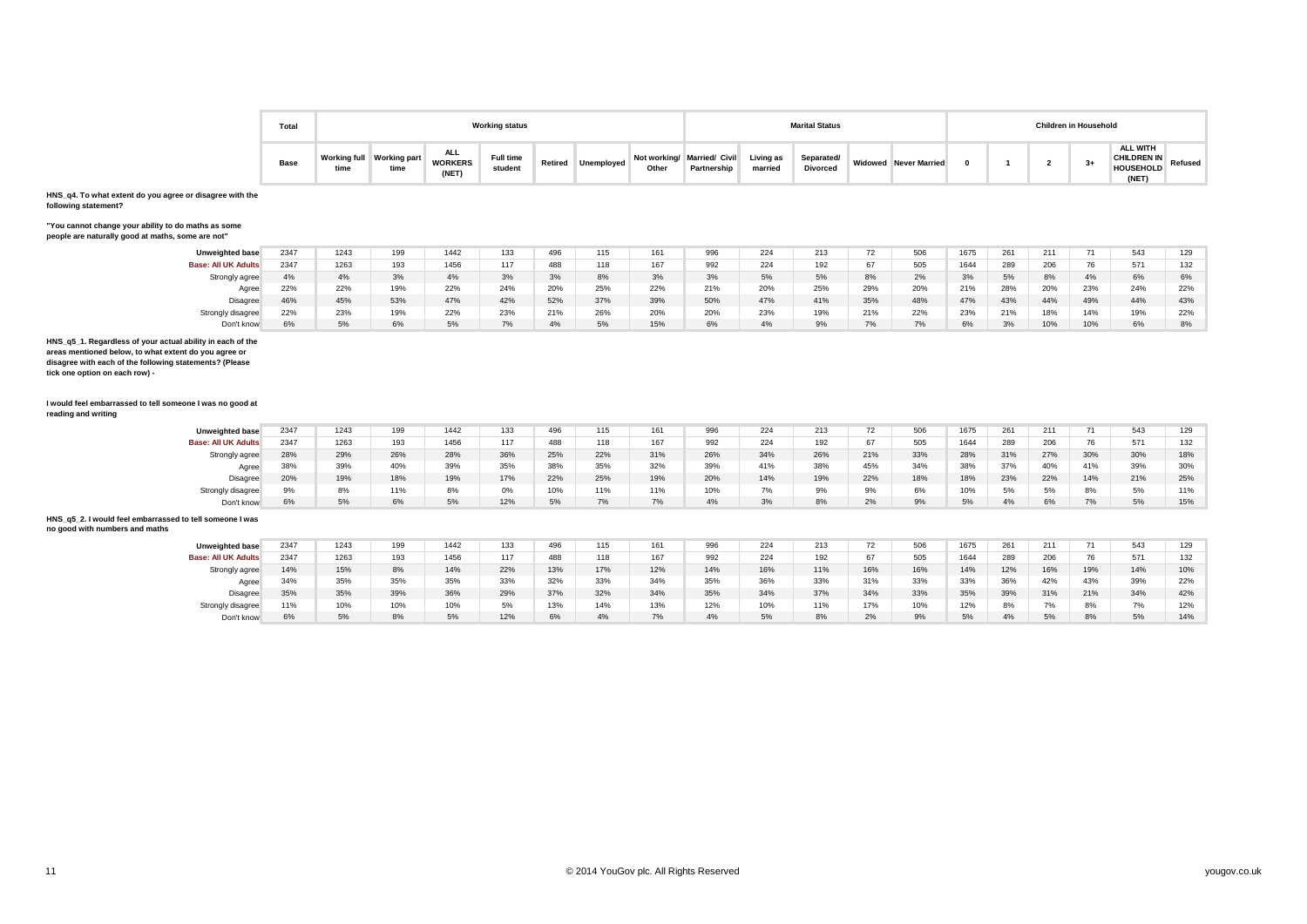| | Total | Working status | | | | | | | Marital Status | | | | | Children in Household | | | | | |
|---|---|---|---|---|---|---|---|---|---|---|---|---|---|---|---|---|---|---|---|
| | Base | Working full time | Working part time | ALL WORKERS (NET) | Full time student | Retired | Unemployed | Not working/ Other | Married/ Civil Partnership | Living as married | Separated/ Divorced | Widowed | Never Married | 0 | 1 | 2 | 3+ | ALL WITH CHILDREN IN HOUSEHOLD (NET) | Refused |
| **HNS_q4. To what extent do you agree or disagree with the following statement?** | | | | | | | | | | | | | | | | | | | |
| **"You cannot change your ability to do maths as some people are naturally good at maths, some are not"** | | | | | | | | | | | | | | | | | | | |
| **Unweighted base** | 2347 | 1243 | 199 | 1442 | 133 | 496 | 115 | 161 | 996 | 224 | 213 | 72 | 506 | 1675 | 261 | 211 | 71 | 543 | 129 |
| **Base: All UK Adults** | 2347 | 1263 | 193 | 1456 | 117 | 488 | 118 | 167 | 992 | 224 | 192 | 67 | 505 | 1644 | 289 | 206 | 76 | 571 | 132 |
| Strongly agree | 4% | 4% | 3% | 4% | 3% | 3% | 8% | 3% | 3% | 5% | 5% | 8% | 2% | 3% | 5% | 8% | 4% | 6% | 6% |
| Agree | 22% | 22% | 19% | 22% | 24% | 20% | 25% | 22% | 21% | 20% | 25% | 29% | 20% | 21% | 28% | 20% | 23% | 24% | 22% |
| Disagree | 46% | 45% | 53% | 47% | 42% | 52% | 37% | 39% | 50% | 47% | 41% | 35% | 48% | 47% | 43% | 44% | 49% | 44% | 43% |
| Strongly disagree | 22% | 23% | 19% | 22% | 23% | 21% | 26% | 20% | 20% | 23% | 19% | 21% | 22% | 23% | 21% | 18% | 14% | 19% | 22% |
| Don't know | 6% | 5% | 6% | 5% | 7% | 4% | 5% | 15% | 6% | 4% | 9% | 7% | 7% | 6% | 3% | 10% | 10% | 6% | 8% |
| **HNS_q5_1. Regardless of your actual ability in each of the areas mentioned below, to what extent do you agree or disagree with each of the following statements? (Please tick one option on each row) -** | | | | | | | | | | | | | | | | | | | |
| **I would feel embarrassed to tell someone I was no good at reading and writing** | | | | | | | | | | | | | | | | | | | |
| **Unweighted base** | 2347 | 1243 | 199 | 1442 | 133 | 496 | 115 | 161 | 996 | 224 | 213 | 72 | 506 | 1675 | 261 | 211 | 71 | 543 | 129 |
| **Base: All UK Adults** | 2347 | 1263 | 193 | 1456 | 117 | 488 | 118 | 167 | 992 | 224 | 192 | 67 | 505 | 1644 | 289 | 206 | 76 | 571 | 132 |
| Strongly agree | 28% | 29% | 26% | 28% | 36% | 25% | 22% | 31% | 26% | 34% | 26% | 21% | 33% | 28% | 31% | 27% | 30% | 30% | 18% |
| Agree | 38% | 39% | 40% | 39% | 35% | 38% | 35% | 32% | 39% | 41% | 38% | 45% | 34% | 38% | 37% | 40% | 41% | 39% | 30% |
| Disagree | 20% | 19% | 18% | 19% | 17% | 22% | 25% | 19% | 20% | 14% | 19% | 22% | 18% | 18% | 23% | 22% | 14% | 21% | 25% |
| Strongly disagree | 9% | 8% | 11% | 8% | 0% | 10% | 11% | 11% | 10% | 7% | 9% | 9% | 6% | 10% | 5% | 5% | 8% | 5% | 11% |
| Don't know | 6% | 5% | 6% | 5% | 12% | 5% | 7% | 7% | 4% | 3% | 8% | 2% | 9% | 5% | 4% | 6% | 7% | 5% | 15% |
| **HNS_q5_2. I would feel embarrassed to tell someone I was no good with numbers and maths** | | | | | | | | | | | | | | | | | | | |
| **Unweighted base** | 2347 | 1243 | 199 | 1442 | 133 | 496 | 115 | 161 | 996 | 224 | 213 | 72 | 506 | 1675 | 261 | 211 | 71 | 543 | 129 |
| **Base: All UK Adults** | 2347 | 1263 | 193 | 1456 | 117 | 488 | 118 | 167 | 992 | 224 | 192 | 67 | 505 | 1644 | 289 | 206 | 76 | 571 | 132 |
| Strongly agree | 14% | 15% | 8% | 14% | 22% | 13% | 17% | 12% | 14% | 16% | 11% | 16% | 16% | 14% | 12% | 16% | 19% | 14% | 10% |
| Agree | 34% | 35% | 35% | 35% | 33% | 32% | 33% | 34% | 35% | 36% | 33% | 31% | 33% | 33% | 36% | 42% | 43% | 39% | 22% |
| Disagree | 35% | 35% | 39% | 36% | 29% | 37% | 32% | 34% | 35% | 34% | 37% | 34% | 33% | 35% | 39% | 31% | 21% | 34% | 42% |
| Strongly disagree | 11% | 10% | 10% | 10% | 5% | 13% | 14% | 13% | 12% | 10% | 11% | 17% | 10% | 12% | 8% | 7% | 8% | 7% | 12% |
| Don't know | 6% | 5% | 8% | 5% | 12% | 6% | 4% | 7% | 4% | 5% | 8% | 2% | 9% | 5% | 4% | 5% | 8% | 5% | 14% |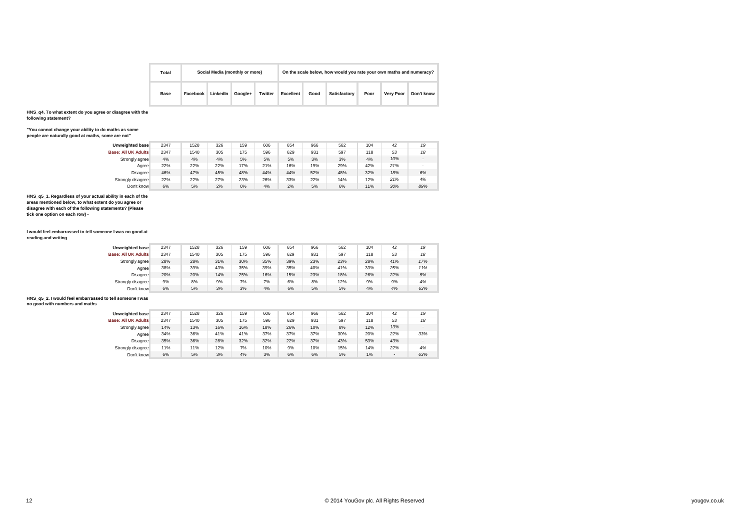| | Total | Social Media (monthly or more) | | | | On the scale below, how would you rate your own maths and numeracy? | | | | | |
|---|---|---|---|---|---|---|---|---|---|---|---|
| | Base | Facebook | LinkedIn | Google+ | Twitter | Excellent | Good | Satisfactory | Poor | Very Poor | Don't know |

**HNS_q4. To what extent do you agree or disagree with the following statement?**

**"You cannot change your ability to do maths as some people are naturally good at maths, some are not"**

| | Total | Facebook | LinkedIn | Google+ | Twitter | Excellent | Good | Satisfactory | Poor | Very Poor | Don't know |
|---|---|---|---|---|---|---|---|---|---|---|---|
| Unweighted base | 2347 | 1528 | 326 | 159 | 606 | 654 | 966 | 562 | 104 | 42 | 19 |
| Base: All UK Adults | 2347 | 1540 | 305 | 175 | 596 | 629 | 931 | 597 | 118 | 53 | 18 |
| Strongly agree | 4% | 4% | 4% | 5% | 5% | 5% | 3% | 3% | 4% | 10% | - |
| Agree | 22% | 22% | 22% | 17% | 21% | 16% | 19% | 29% | 42% | 21% | - |
| Disagree | 46% | 47% | 45% | 48% | 44% | 44% | 52% | 48% | 32% | 18% | 6% |
| Strongly disagree | 22% | 22% | 27% | 23% | 26% | 33% | 22% | 14% | 12% | 21% | 4% |
| Don't know | 6% | 5% | 2% | 6% | 4% | 2% | 5% | 6% | 11% | 30% | 89% |

**HNS_q5_1. Regardless of your actual ability in each of the areas mentioned below, to what extent do you agree or disagree with each of the following statements? (Please tick one option on each row) -**

**I would feel embarrassed to tell someone I was no good at reading and writing**

| | Total | Facebook | LinkedIn | Google+ | Twitter | Excellent | Good | Satisfactory | Poor | Very Poor | Don't know |
|---|---|---|---|---|---|---|---|---|---|---|---|
| Unweighted base | 2347 | 1528 | 326 | 159 | 606 | 654 | 966 | 562 | 104 | 42 | 19 |
| Base: All UK Adults | 2347 | 1540 | 305 | 175 | 596 | 629 | 931 | 597 | 118 | 53 | 18 |
| Strongly agree | 28% | 28% | 31% | 30% | 35% | 39% | 23% | 23% | 28% | 41% | 17% |
| Agree | 38% | 39% | 43% | 35% | 39% | 35% | 40% | 41% | 33% | 25% | 11% |
| Disagree | 20% | 20% | 14% | 25% | 16% | 15% | 23% | 18% | 26% | 22% | 5% |
| Strongly disagree | 9% | 8% | 9% | 7% | 7% | 6% | 8% | 12% | 9% | 9% | 4% |
| Don't know | 6% | 5% | 3% | 3% | 4% | 6% | 5% | 5% | 4% | 4% | 63% |

**HNS_q5_2. I would feel embarrassed to tell someone I was no good with numbers and maths**

| | Total | Facebook | LinkedIn | Google+ | Twitter | Excellent | Good | Satisfactory | Poor | Very Poor | Don't know |
|---|---|---|---|---|---|---|---|---|---|---|---|
| Unweighted base | 2347 | 1528 | 326 | 159 | 606 | 654 | 966 | 562 | 104 | 42 | 19 |
| Base: All UK Adults | 2347 | 1540 | 305 | 175 | 596 | 629 | 931 | 597 | 118 | 53 | 18 |
| Strongly agree | 14% | 13% | 16% | 16% | 18% | 26% | 10% | 8% | 12% | 13% | - |
| Agree | 34% | 36% | 41% | 41% | 37% | 37% | 37% | 30% | 20% | 22% | 33% |
| Disagree | 35% | 36% | 28% | 32% | 32% | 22% | 37% | 43% | 53% | 43% | - |
| Strongly disagree | 11% | 11% | 12% | 7% | 10% | 9% | 10% | 15% | 14% | 22% | 4% |
| Don't know | 6% | 5% | 3% | 4% | 3% | 6% | 6% | 5% | 1% | - | 63% |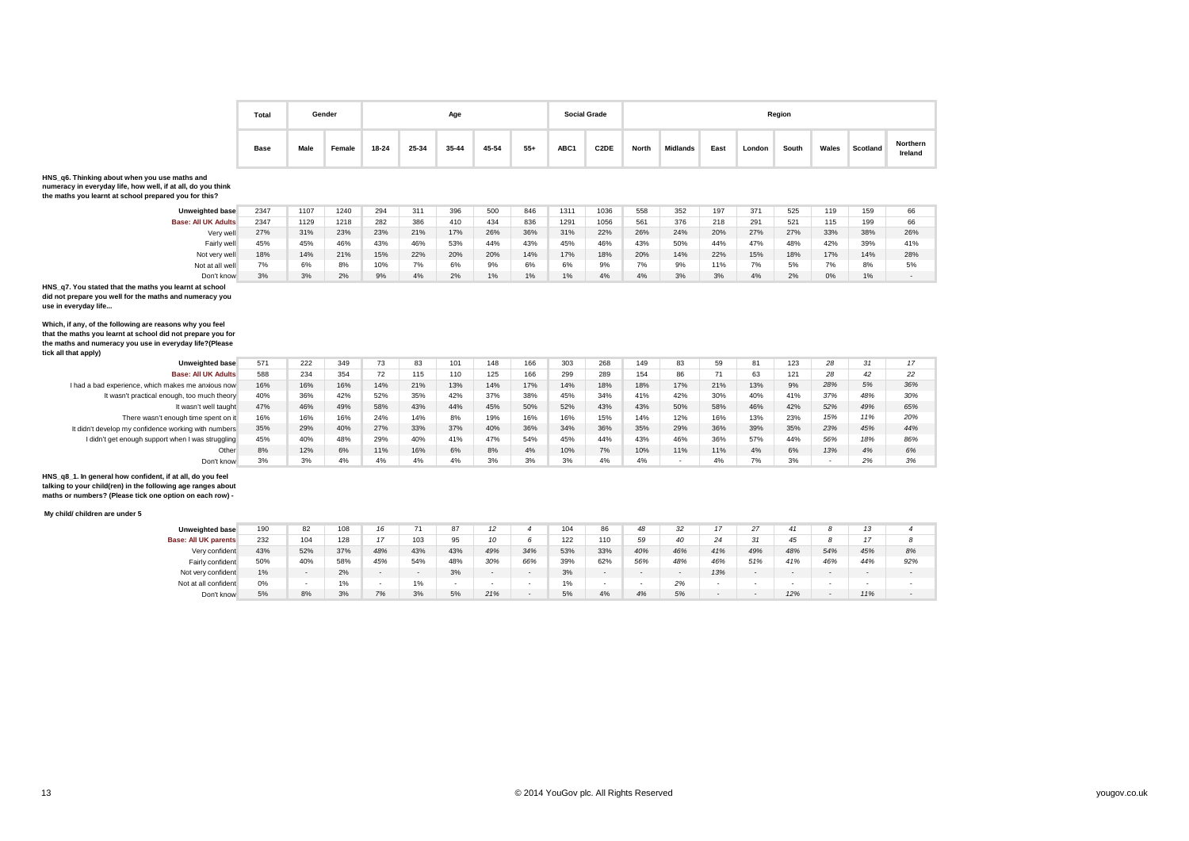| | Total | Gender | | Age | | | | | Social Grade | | Region | | | | | | | |
|---|---|---|---|---|---|---|---|---|---|---|---|---|---|---|---|---|---|---|
| | Base | Male | Female | 18-24 | 25-34 | 35-44 | 45-54 | 55+ | ABC1 | C2DE | North | Midlands | East | London | South | Wales | Scotland | Northern Ireland |
| **HNS_q6. Thinking about when you use maths and numeracy in everyday life, how well, if at all, do you think the maths you learnt at school prepared you for this?** | | | | | | | | | | | | | | | | | | |
| Unweighted base | 2347 | 1107 | 1240 | 294 | 311 | 396 | 500 | 846 | 1311 | 1036 | 558 | 352 | 197 | 371 | 525 | 119 | 159 | 66 |
| Base: All UK Adults | 2347 | 1129 | 1218 | 282 | 386 | 410 | 434 | 836 | 1291 | 1056 | 561 | 376 | 218 | 291 | 521 | 115 | 199 | 66 |
| Very well | 27% | 31% | 23% | 23% | 21% | 17% | 26% | 36% | 31% | 22% | 26% | 24% | 20% | 27% | 27% | 33% | 38% | 26% |
| Fairly well | 45% | 45% | 46% | 43% | 46% | 53% | 44% | 43% | 45% | 46% | 43% | 50% | 44% | 47% | 48% | 42% | 39% | 41% |
| Not very well | 18% | 14% | 21% | 15% | 22% | 20% | 20% | 14% | 17% | 18% | 20% | 14% | 22% | 15% | 18% | 17% | 14% | 28% |
| Not at all well | 7% | 6% | 8% | 10% | 7% | 6% | 9% | 6% | 6% | 9% | 7% | 9% | 11% | 7% | 5% | 7% | 8% | 5% |
| Don't know | 3% | 3% | 2% | 9% | 4% | 2% | 1% | 1% | 1% | 4% | 4% | 3% | 3% | 4% | 2% | 0% | 1% | - |
| **HNS_q7. You stated that the maths you learnt at school did not prepare you well for the maths and numeracy you use in everyday life... Which, if any, of the following are reasons why you feel that the maths you learnt at school did not prepare you for the maths and numeracy you use in everyday life?(Please tick all that apply)** | | | | | | | | | | | | | | | | | | |
| Unweighted base | 571 | 222 | 349 | 73 | 83 | 101 | 148 | 166 | 303 | 268 | 149 | 83 | 59 | 81 | 123 | 28 | 31 | 17 |
| Base: All UK Adults | 588 | 234 | 354 | 72 | 115 | 110 | 125 | 166 | 299 | 289 | 154 | 86 | 71 | 63 | 121 | 28 | 42 | 22 |
| I had a bad experience, which makes me anxious now | 16% | 16% | 16% | 14% | 21% | 13% | 14% | 17% | 14% | 18% | 18% | 17% | 21% | 13% | 9% | 28% | 5% | 36% |
| It wasn't practical enough, too much theory | 40% | 36% | 42% | 52% | 35% | 42% | 37% | 38% | 45% | 34% | 41% | 42% | 30% | 40% | 41% | 37% | 48% | 30% |
| It wasn't well taught | 47% | 46% | 49% | 58% | 43% | 44% | 45% | 50% | 52% | 43% | 43% | 50% | 58% | 46% | 42% | 52% | 49% | 65% |
| There wasn't enough time spent on it | 16% | 16% | 16% | 24% | 14% | 8% | 19% | 16% | 16% | 15% | 14% | 12% | 16% | 13% | 23% | 15% | 11% | 20% |
| It didn't develop my confidence working with numbers | 35% | 29% | 40% | 27% | 33% | 37% | 40% | 36% | 34% | 36% | 35% | 29% | 36% | 39% | 35% | 23% | 45% | 44% |
| I didn't get enough support when I was struggling | 45% | 40% | 48% | 29% | 40% | 41% | 47% | 54% | 45% | 44% | 43% | 46% | 36% | 57% | 44% | 56% | 18% | 86% |
| Other | 8% | 12% | 6% | 11% | 16% | 6% | 8% | 4% | 10% | 7% | 10% | 11% | 11% | 4% | 6% | 13% | 4% | 6% |
| Don't know | 3% | 3% | 4% | 4% | 4% | 4% | 3% | 3% | 3% | 4% | 4% | - | 4% | 7% | 3% | - | 2% | 3% |
| **HNS_q8_1. In general how confident, if at all, do you feel talking to your child(ren) in the following age ranges about maths or numbers? (Please tick one option on each row) - My child/ children are under 5** | | | | | | | | | | | | | | | | | | |
| Unweighted base | 190 | 82 | 108 | 16 | 71 | 87 | 12 | 4 | 104 | 86 | 48 | 32 | 17 | 27 | 41 | 8 | 13 | 4 |
| Base: All UK parents | 232 | 104 | 128 | 17 | 103 | 95 | 10 | 6 | 122 | 110 | 59 | 40 | 24 | 31 | 45 | 8 | 17 | 8 |
| Very confident | 43% | 52% | 37% | 48% | 43% | 43% | 49% | 34% | 53% | 33% | 40% | 46% | 41% | 49% | 48% | 54% | 45% | 8% |
| Fairly confident | 50% | 40% | 58% | 45% | 54% | 48% | 30% | 66% | 39% | 62% | 56% | 48% | 46% | 51% | 41% | 46% | 44% | 92% |
| Not very confident | 1% | - | 2% | - | - | 3% | - | - | 3% | - | - | - | 13% | - | - | - | - | - |
| Not at all confident | 0% | - | 1% | - | 1% | - | - | - | 1% | - | - | 2% | - | - | - | - | - | - |
| Don't know | 5% | 8% | 3% | 7% | 3% | 5% | 21% | - | 5% | 4% | 4% | 5% | - | - | 12% | - | 11% | - |

© 2014 YouGov plc. All Rights Reserved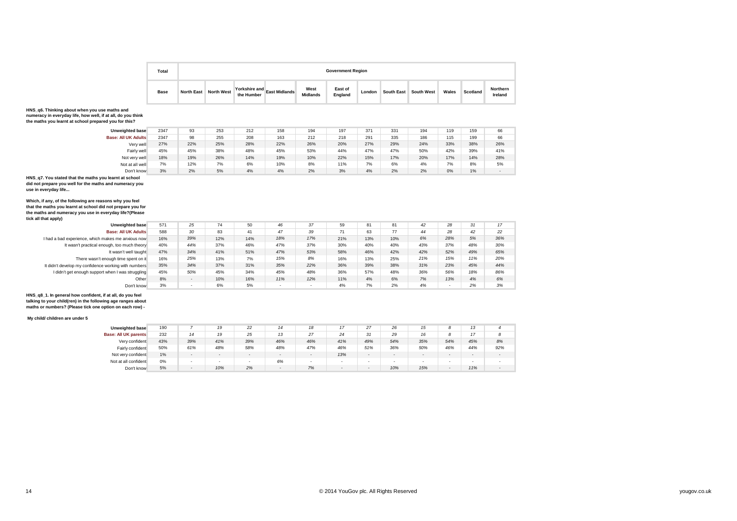| | Total | Government Region | | | | | | | | | | | |
|---|---|---|---|---|---|---|---|---|---|---|---|---|---|
| | Base | North East | North West | Yorkshire and the Humber | East Midlands | West Midlands | East of England | London | South East | South West | Wales | Scotland | Northern Ireland |

**HNS_q6. Thinking about when you use maths and numeracy in everyday life, how well, if at all, do you think the maths you learnt at school prepared you for this?**

| | Total | North East | North West | Yorkshire and the Humber | East Midlands | West Midlands | East of England | London | South East | South West | Wales | Scotland | Northern Ireland |
|---|---|---|---|---|---|---|---|---|---|---|---|---|---|
| Unweighted base | 2347 | 93 | 253 | 212 | 158 | 194 | 197 | 371 | 331 | 194 | 119 | 159 | 66 |
| Base: All UK Adults | 2347 | 98 | 255 | 208 | 163 | 212 | 218 | 291 | 335 | 186 | 115 | 199 | 66 |
| Very well | 27% | 22% | 25% | 28% | 22% | 26% | 20% | 27% | 29% | 24% | 33% | 38% | 26% |
| Fairly well | 45% | 45% | 38% | 48% | 45% | 53% | 44% | 47% | 47% | 50% | 42% | 39% | 41% |
| Not very well | 18% | 19% | 26% | 14% | 19% | 10% | 22% | 15% | 17% | 20% | 17% | 14% | 28% |
| Not at all well | 7% | 12% | 7% | 6% | 10% | 8% | 11% | 7% | 6% | 4% | 7% | 8% | 5% |
| Don't know | 3% | 2% | 5% | 4% | 4% | 2% | 3% | 4% | 2% | 2% | 0% | 1% | - |

**HNS_q7. You stated that the maths you learnt at school did not prepare you well for the maths and numeracy you use in everyday life...**

**Which, if any, of the following are reasons why you feel that the maths you learnt at school did not prepare you for the maths and numeracy you use in everyday life?(Please tick all that apply)**

| | Total | North East | North West | Yorkshire and the Humber | East Midlands | West Midlands | East of England | London | South East | South West | Wales | Scotland | Northern Ireland |
|---|---|---|---|---|---|---|---|---|---|---|---|---|---|
| Unweighted base | 571 | 25 | 74 | 50 | 46 | 37 | 59 | 81 | 81 | 42 | 28 | 31 | 17 |
| Base: All UK Adults | 588 | 30 | 83 | 41 | 47 | 39 | 71 | 63 | 77 | 44 | 28 | 42 | 22 |
| I had a bad experience, which makes me anxious now | 16% | 39% | 12% | 14% | 18% | 17% | 21% | 13% | 10% | 6% | 28% | 5% | 36% |
| It wasn't practical enough, too much theory | 40% | 44% | 37% | 46% | 47% | 37% | 30% | 40% | 40% | 43% | 37% | 48% | 30% |
| It wasn't well taught | 47% | 34% | 41% | 51% | 47% | 53% | 58% | 46% | 42% | 42% | 52% | 49% | 65% |
| There wasn't enough time spent on it | 16% | 25% | 13% | 7% | 15% | 8% | 16% | 13% | 25% | 21% | 15% | 11% | 20% |
| It didn't develop my confidence working with numbers | 35% | 34% | 37% | 31% | 35% | 22% | 36% | 39% | 38% | 31% | 23% | 45% | 44% |
| I didn't get enough support when I was struggling | 45% | 50% | 45% | 34% | 45% | 48% | 36% | 57% | 48% | 36% | 56% | 18% | 86% |
| Other | 8% | - | 10% | 16% | 11% | 12% | 11% | 4% | 6% | 7% | 13% | 4% | 6% |
| Don't know | 3% | - | 6% | 5% | - | - | 4% | 7% | 2% | 4% | - | 2% | 3% |

**HNS_q8_1. In general how confident, if at all, do you feel talking to your child(ren) in the following age ranges about maths or numbers? (Please tick one option on each row) -**

**My child/ children are under 5**

| | Total | North East | North West | Yorkshire and the Humber | East Midlands | West Midlands | East of England | London | South East | South West | Wales | Scotland | Northern Ireland |
|---|---|---|---|---|---|---|---|---|---|---|---|---|---|
| Unweighted base | 190 | 7 | 19 | 22 | 14 | 18 | 17 | 27 | 26 | 15 | 8 | 13 | 4 |
| Base: All UK parents | 232 | 14 | 19 | 25 | 13 | 27 | 24 | 31 | 29 | 16 | 8 | 17 | 8 |
| Very confident | 43% | 39% | 41% | 39% | 46% | 46% | 41% | 49% | 54% | 35% | 54% | 45% | 8% |
| Fairly confident | 50% | 61% | 48% | 58% | 48% | 47% | 46% | 51% | 36% | 50% | 46% | 44% | 92% |
| Not very confident | 1% | - | - | - | - | - | 13% | - | - | - | - | - | - |
| Not at all confident | 0% | - | - | - | 6% | - | - | - | - | - | - | - | - |
| Don't know | 5% | - | 10% | 2% | - | 7% | - | - | 10% | 15% | - | 11% | - |

© 2014 YouGov plc. All Rights Reserved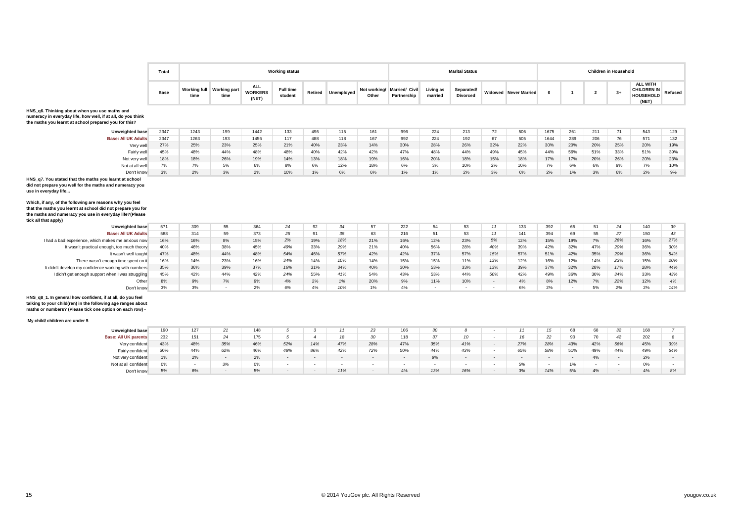| | Total | Working status | | | | | | | Marital Status | | | | | Children in Household | | | | | |
|---|---|---|---|---|---|---|---|---|---|---|---|---|---|---|---|---|---|---|---|
| | Base | Working full time | Working part time | ALL WORKERS (NET) | Full time student | Retired | Unemployed | Not working/ Other | Married/ Civil Partnership | Living as married | Separated/ Divorced | Widowed | Never Married | 0 | 1 | 2 | 3+ | ALL WITH CHILDREN IN HOUSEHOLD (NET) | Refused |
| **HNS_q6. Thinking about when you use maths and numeracy in everyday life, how well, if at all, do you think the maths you learnt at school prepared you for this?** | | | | | | | | | | | | | | | | | | | |
| Unweighted base | 2347 | 1243 | 199 | 1442 | 133 | 496 | 115 | 161 | 996 | 224 | 213 | 72 | 506 | 1675 | 261 | 211 | 71 | 543 | 129 |
| Base: All UK Adults | 2347 | 1263 | 193 | 1456 | 117 | 488 | 118 | 167 | 992 | 224 | 192 | 67 | 505 | 1644 | 289 | 206 | 76 | 571 | 132 |
| Very well | 27% | 25% | 23% | 25% | 21% | 40% | 23% | 14% | 30% | 28% | 26% | 32% | 22% | 30% | 20% | 20% | 25% | 20% | 19% |
| Fairly well | 45% | 48% | 44% | 48% | 48% | 40% | 42% | 42% | 47% | 48% | 44% | 49% | 45% | 44% | 56% | 51% | 33% | 51% | 39% |
| Not very well | 18% | 18% | 26% | 19% | 14% | 13% | 18% | 19% | 16% | 20% | 18% | 15% | 18% | 17% | 17% | 20% | 26% | 20% | 23% |
| Not at all well | 7% | 7% | 5% | 6% | 8% | 6% | 12% | 18% | 6% | 3% | 10% | 2% | 10% | 7% | 6% | 6% | 9% | 7% | 10% |
| Don't know | 3% | 2% | 3% | 2% | 10% | 1% | 6% | 6% | 1% | 1% | 2% | 3% | 6% | 2% | 1% | 3% | 6% | 2% | 9% |
| **HNS_q7. You stated that the maths you learnt at school did not prepare you well for the maths and numeracy you use in everyday life... Which, if any, of the following are reasons why you feel that the maths you learnt at school did not prepare you for the maths and numeracy you use in everyday life?(Please tick all that apply)** | | | | | | | | | | | | | | | | | | | |
| Unweighted base | 571 | 309 | 55 | 364 | 24 | 92 | 34 | 57 | 222 | 54 | 53 | 11 | 133 | 392 | 65 | 51 | 24 | 140 | 39 |
| Base: All UK Adults | 588 | 314 | 59 | 373 | 25 | 91 | 35 | 63 | 216 | 51 | 53 | 11 | 141 | 394 | 69 | 55 | 27 | 150 | 43 |
| I had a bad experience, which makes me anxious now | 16% | 16% | 8% | 15% | 2% | 19% | 18% | 21% | 16% | 12% | 23% | 5% | 12% | 15% | 19% | 7% | 26% | 16% | 27% |
| It wasn't practical enough, too much theory | 40% | 46% | 38% | 45% | 49% | 33% | 29% | 21% | 40% | 56% | 28% | 40% | 39% | 42% | 32% | 47% | 20% | 36% | 30% |
| It wasn't well taught | 47% | 48% | 44% | 48% | 54% | 46% | 57% | 42% | 42% | 37% | 57% | 15% | 57% | 51% | 42% | 35% | 20% | 36% | 54% |
| There wasn't enough time spent on it | 16% | 14% | 23% | 16% | 34% | 14% | 10% | 14% | 15% | 15% | 11% | 13% | 12% | 16% | 12% | 14% | 23% | 15% | 20% |
| It didn't develop my confidence working with numbers | 35% | 36% | 39% | 37% | 16% | 31% | 34% | 40% | 30% | 53% | 33% | 13% | 39% | 37% | 32% | 28% | 17% | 28% | 44% |
| I didn't get enough support when I was struggling | 45% | 42% | 44% | 42% | 24% | 55% | 41% | 54% | 43% | 53% | 44% | 50% | 42% | 49% | 36% | 30% | 34% | 33% | 43% |
| Other | 8% | 9% | 7% | 9% | 4% | 2% | 1% | 20% | 9% | 11% | 10% | - | 4% | 8% | 12% | 7% | 22% | 12% | 4% |
| Don't know | 3% | 3% | - | 2% | 6% | 4% | 10% | 1% | 4% | - | - | - | 6% | 2% | - | 5% | 2% | 2% | 14% |
| **HNS_q8_1. In general how confident, if at all, do you feel talking to your child(ren) in the following age ranges about maths or numbers? (Please tick one option on each row) - My child/ children are under 5** | | | | | | | | | | | | | | | | | | | |
| Unweighted base | 190 | 127 | 21 | 148 | 5 | 3 | 11 | 23 | 106 | 30 | 8 | - | 11 | 15 | 68 | 68 | 32 | 168 | 7 |
| Base: All UK parents | 232 | 151 | 24 | 175 | 5 | 4 | 18 | 30 | 118 | 37 | 10 | - | 16 | 22 | 90 | 70 | 42 | 202 | 8 |
| Very confident | 43% | 48% | 35% | 46% | 52% | 14% | 47% | 28% | 47% | 35% | 41% | - | 27% | 28% | 43% | 42% | 56% | 45% | 39% |
| Fairly confident | 50% | 44% | 62% | 46% | 48% | 86% | 42% | 72% | 50% | 44% | 43% | - | 65% | 58% | 51% | 49% | 44% | 49% | 54% |
| Not very confident | 1% | 2% | - | 2% | - | - | - | - | - | 8% | - | - | - | - | - | 4% | - | 2% | - |
| Not at all confident | 0% | - | 3% | 0% | - | - | - | - | - | - | - | - | 5% | - | 1% | - | - | 0% | - |
| Don't know | 5% | 6% | - | 5% | - | - | 11% | - | 4% | 13% | 16% | - | 3% | 14% | 5% | 4% | - | 4% | 8% |

© 2014 YouGov plc. All Rights Reserved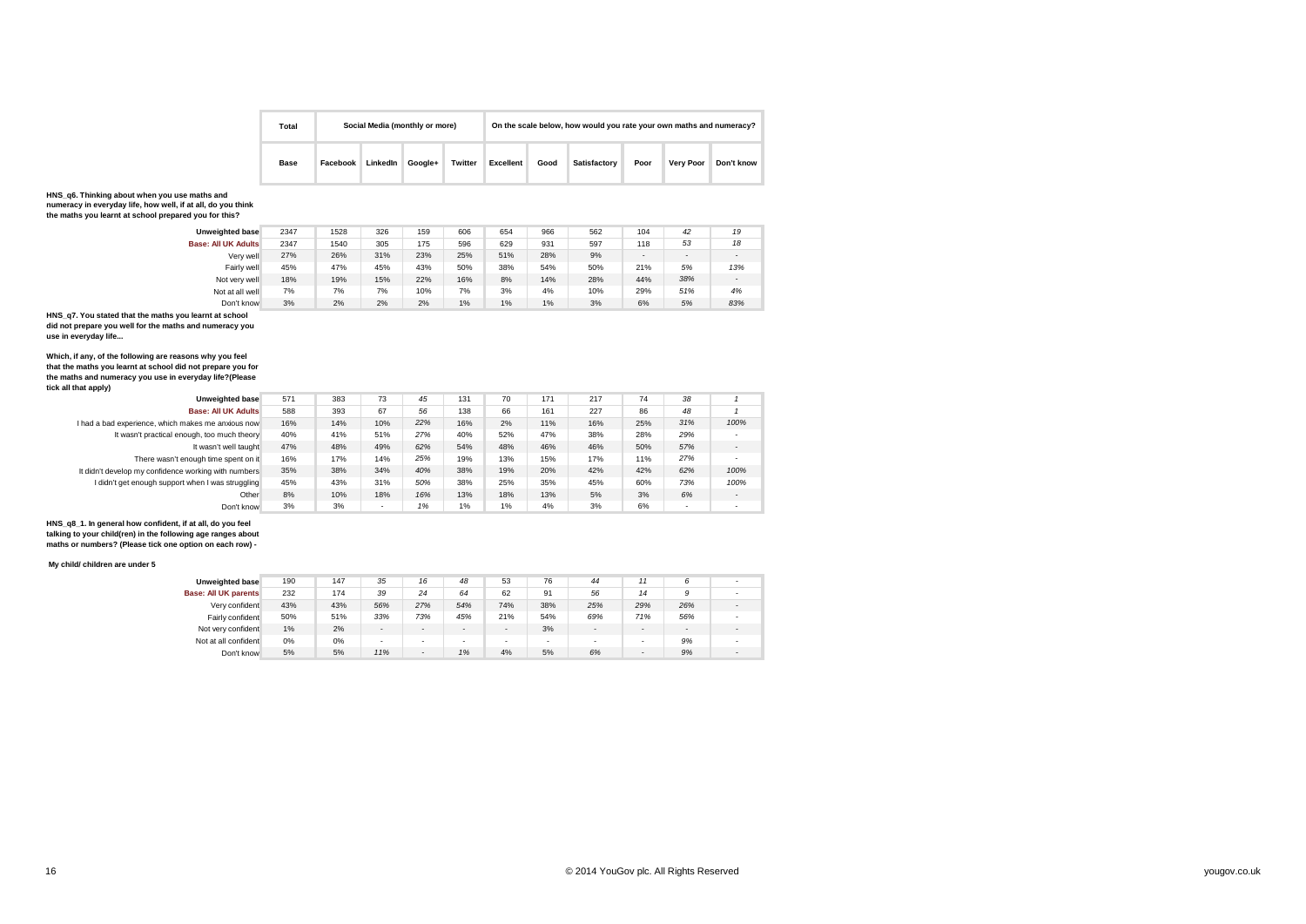| | Total | Social Media (monthly or more) | | | | On the scale below, how would you rate your own maths and numeracy? | | | | | |
|---|---|---|---|---|---|---|---|---|---|---|---|
| | Base | Facebook | LinkedIn | Google+ | Twitter | Excellent | Good | Satisfactory | Poor | Very Poor | Don't know |

**HNS_q6. Thinking about when you use maths and numeracy in everyday life, how well, if at all, do you think the maths you learnt at school prepared you for this?**

| | Base | Facebook | LinkedIn | Google+ | Twitter | Excellent | Good | Satisfactory | Poor | Very Poor | Don't know |
|---|---|---|---|---|---|---|---|---|---|---|---|
| Unweighted base | 2347 | 1528 | 326 | 159 | 606 | 654 | 966 | 562 | 104 | 42 | 19 |
| Base: All UK Adults | 2347 | 1540 | 305 | 175 | 596 | 629 | 931 | 597 | 118 | 53 | 18 |
| Very well | 27% | 26% | 31% | 23% | 25% | 51% | 28% | 9% | - | - | - |
| Fairly well | 45% | 47% | 45% | 43% | 50% | 38% | 54% | 50% | 21% | 5% | 13% |
| Not very well | 18% | 19% | 15% | 22% | 16% | 8% | 14% | 28% | 44% | 38% | - |
| Not at all well | 7% | 7% | 7% | 10% | 7% | 3% | 4% | 10% | 29% | 51% | 4% |
| Don't know | 3% | 2% | 2% | 2% | 1% | 1% | 1% | 3% | 6% | 5% | 83% |

**HNS_q7. You stated that the maths you learnt at school did not prepare you well for the maths and numeracy you use in everyday life...**

**Which, if any, of the following are reasons why you feel that the maths you learnt at school did not prepare you for the maths and numeracy you use in everyday life?(Please tick all that apply)**

| | Base | Facebook | LinkedIn | Google+ | Twitter | Excellent | Good | Satisfactory | Poor | Very Poor | Don't know |
|---|---|---|---|---|---|---|---|---|---|---|---|
| Unweighted base | 571 | 383 | 73 | 45 | 131 | 70 | 171 | 217 | 74 | 38 | 1 |
| Base: All UK Adults | 588 | 393 | 67 | 56 | 138 | 66 | 161 | 227 | 86 | 48 | 1 |
| I had a bad experience, which makes me anxious now | 16% | 14% | 10% | 22% | 16% | 2% | 11% | 16% | 25% | 31% | 100% |
| It wasn't practical enough, too much theory | 40% | 41% | 51% | 27% | 40% | 52% | 47% | 38% | 28% | 29% | - |
| It wasn't well taught | 47% | 48% | 49% | 62% | 54% | 48% | 46% | 46% | 50% | 57% | - |
| There wasn't enough time spent on it | 16% | 17% | 14% | 25% | 19% | 13% | 15% | 17% | 11% | 27% | - |
| It didn't develop my confidence working with numbers | 35% | 38% | 34% | 40% | 38% | 19% | 20% | 42% | 42% | 62% | 100% |
| I didn't get enough support when I was struggling | 45% | 43% | 31% | 50% | 38% | 25% | 35% | 45% | 60% | 73% | 100% |
| Other | 8% | 10% | 18% | 16% | 13% | 18% | 13% | 5% | 3% | 6% | - |
| Don't know | 3% | 3% | - | 1% | 1% | 1% | 4% | 3% | 6% | - | - |

**HNS_q8_1. In general how confident, if at all, do you feel talking to your child(ren) in the following age ranges about maths or numbers? (Please tick one option on each row) -**

**My child/ children are under 5**

| | Base | Facebook | LinkedIn | Google+ | Twitter | Excellent | Good | Satisfactory | Poor | Very Poor | Don't know |
|---|---|---|---|---|---|---|---|---|---|---|---|
| Unweighted base | 190 | 147 | 35 | 16 | 48 | 53 | 76 | 44 | 11 | 6 | - |
| Base: All UK parents | 232 | 174 | 39 | 24 | 64 | 62 | 91 | 56 | 14 | 9 | - |
| Very confident | 43% | 43% | 56% | 27% | 54% | 74% | 38% | 25% | 29% | 26% | - |
| Fairly confident | 50% | 51% | 33% | 73% | 45% | 21% | 54% | 69% | 71% | 56% | - |
| Not very confident | 1% | 2% | - | - | - | - | 3% | - | - | - | - |
| Not at all confident | 0% | 0% | - | - | - | - | - | - | - | 9% | - |
| Don't know | 5% | 5% | 11% | - | 1% | 4% | 5% | 6% | - | 9% | - |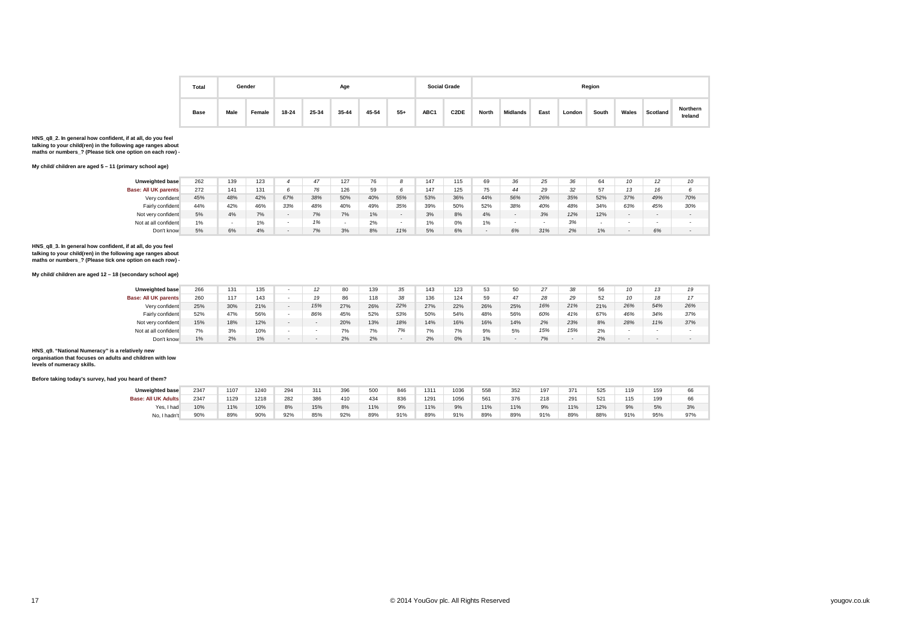| | Total | Gender | | Age | | | | | Social Grade | | Region | | | | | | | |
|---|---|---|---|---|---|---|---|---|---|---|---|---|---|---|---|---|---|---|
| | Base | Male | Female | 18-24 | 25-34 | 35-44 | 45-54 | 55+ | ABC1 | C2DE | North | Midlands | East | London | South | Wales | Scotland | Northern Ireland |

**HNS_q8_2. In general how confident, if at all, do you feel talking to your child(ren) in the following age ranges about maths or numbers_? (Please tick one option on each row) -**

**My child/ children are aged 5 – 11 (primary school age)**

| | Total | Male | Female | 18-24 | 25-34 | 35-44 | 45-54 | 55+ | ABC1 | C2DE | North | Midlands | East | London | South | Wales | Scotland | Northern Ireland |
|---|---|---|---|---|---|---|---|---|---|---|---|---|---|---|---|---|---|---|
| Unweighted base | 262 | 139 | 123 | 4 | 47 | 127 | 76 | 8 | 147 | 115 | 69 | 36 | 25 | 36 | 64 | 10 | 12 | 10 |
| Base: All UK parents | 272 | 141 | 131 | 6 | 76 | 126 | 59 | 6 | 147 | 125 | 75 | 44 | 29 | 32 | 57 | 13 | 16 | 6 |
| Very confident | 45% | 48% | 42% | 67% | 38% | 50% | 40% | 55% | 53% | 36% | 44% | 56% | 26% | 35% | 52% | 37% | 49% | 70% |
| Fairly confident | 44% | 42% | 46% | 33% | 48% | 40% | 49% | 35% | 39% | 50% | 52% | 38% | 40% | 48% | 34% | 63% | 45% | 30% |
| Not very confident | 5% | 4% | 7% | - | 7% | 7% | 1% | - | 3% | 8% | 4% | - | 3% | 12% | 12% | - | - | - |
| Not at all confident | 1% | - | 1% | - | 1% | - | 2% | - | 1% | 0% | 1% | - | - | 3% | - | - | - | - |
| Don't know | 5% | 6% | 4% | - | 7% | 3% | 8% | 11% | 5% | 6% | - | 6% | 31% | 2% | 1% | - | 6% | - |

**HNS_q8_3. In general how confident, if at all, do you feel talking to your child(ren) in the following age ranges about maths or numbers_? (Please tick one option on each row) -**

**My child/ children are aged 12 – 18 (secondary school age)**

| | Total | Male | Female | 18-24 | 25-34 | 35-44 | 45-54 | 55+ | ABC1 | C2DE | North | Midlands | East | London | South | Wales | Scotland | Northern Ireland |
|---|---|---|---|---|---|---|---|---|---|---|---|---|---|---|---|---|---|---|
| Unweighted base | 266 | 131 | 135 | - | 12 | 80 | 139 | 35 | 143 | 123 | 53 | 50 | 27 | 38 | 56 | 10 | 13 | 19 |
| Base: All UK parents | 260 | 117 | 143 | - | 19 | 86 | 118 | 38 | 136 | 124 | 59 | 47 | 28 | 29 | 52 | 10 | 18 | 17 |
| Very confident | 25% | 30% | 21% | - | 15% | 27% | 26% | 22% | 27% | 22% | 26% | 25% | 16% | 21% | 21% | 26% | 54% | 26% |
| Fairly confident | 52% | 47% | 56% | - | 86% | 45% | 52% | 53% | 50% | 54% | 48% | 56% | 60% | 41% | 67% | 46% | 34% | 37% |
| Not very confident | 15% | 18% | 12% | - | - | 20% | 13% | 18% | 14% | 16% | 16% | 14% | 2% | 23% | 8% | 28% | 11% | 37% |
| Not at all confident | 7% | 3% | 10% | - | - | 7% | 7% | 7% | 7% | 7% | 9% | 5% | 15% | 15% | 2% | - | - | - |
| Don't know | 1% | 2% | 1% | - | - | 2% | 2% | - | 2% | 0% | 1% | - | 7% | - | 2% | - | - | - |

**HNS_q9. "National Numeracy" is a relatively new organisation that focuses on adults and children with low levels of numeracy skills.**

**Before taking today's survey, had you heard of them?**

| | Total | Male | Female | 18-24 | 25-34 | 35-44 | 45-54 | 55+ | ABC1 | C2DE | North | Midlands | East | London | South | Wales | Scotland | Northern Ireland |
|---|---|---|---|---|---|---|---|---|---|---|---|---|---|---|---|---|---|---|
| Unweighted base | 2347 | 1107 | 1240 | 294 | 311 | 396 | 500 | 846 | 1311 | 1036 | 558 | 352 | 197 | 371 | 525 | 119 | 159 | 66 |
| Base: All UK Adults | 2347 | 1129 | 1218 | 282 | 386 | 410 | 434 | 836 | 1291 | 1056 | 561 | 376 | 218 | 291 | 521 | 115 | 199 | 66 |
| Yes, I had | 10% | 11% | 10% | 8% | 15% | 8% | 11% | 9% | 11% | 9% | 11% | 11% | 9% | 11% | 12% | 9% | 5% | 3% |
| No, I hadn't | 90% | 89% | 90% | 92% | 85% | 92% | 89% | 91% | 89% | 91% | 89% | 89% | 91% | 89% | 88% | 91% | 95% | 97% |

© 2014 YouGov plc. All Rights Reserved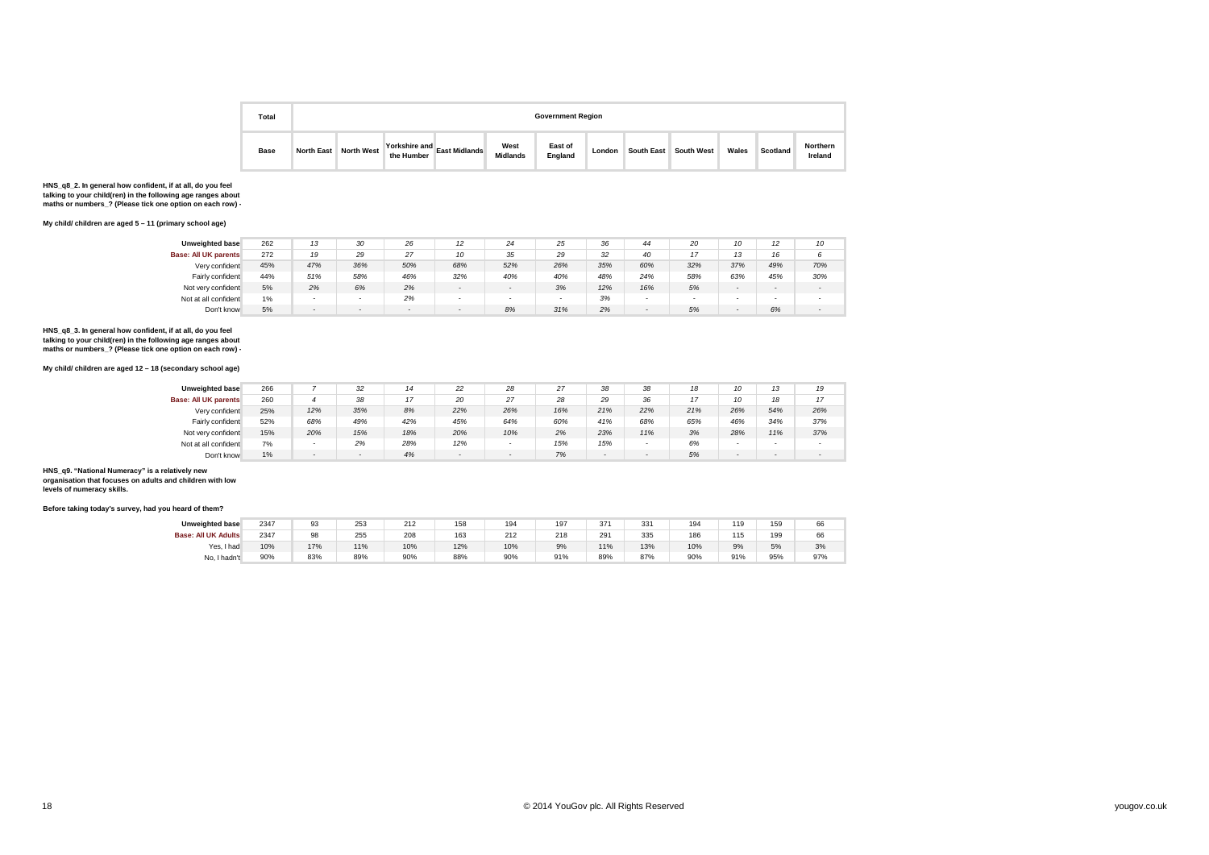| | Total | Government Region | | | | | | | | | | | |
|---|---|---|---|---|---|---|---|---|---|---|---|---|---|
| | Base | North East | North West | Yorkshire and the Humber | East Midlands | West Midlands | East of England | London | South East | South West | Wales | Scotland | Northern Ireland |

**HNS_q8_2. In general how confident, if at all, do you feel talking to your child(ren) in the following age ranges about maths or numbers_? (Please tick one option on each row) -**

**My child/ children are aged 5 – 11 (primary school age)**

| | Total | North East | North West | Yorkshire and the Humber | East Midlands | West Midlands | East of England | London | South East | South West | Wales | Scotland | Northern Ireland |
|---|---|---|---|---|---|---|---|---|---|---|---|---|---|
| Unweighted base | 262 | 13 | 30 | 26 | 12 | 24 | 25 | 36 | 44 | 20 | 10 | 12 | 10 |
| Base: All UK parents | 272 | 19 | 29 | 27 | 10 | 35 | 29 | 32 | 40 | 17 | 13 | 16 | 6 |
| Very confident | 45% | 47% | 36% | 50% | 68% | 52% | 26% | 35% | 60% | 32% | 37% | 49% | 70% |
| Fairly confident | 44% | 51% | 58% | 46% | 32% | 40% | 40% | 48% | 24% | 58% | 63% | 45% | 30% |
| Not very confident | 5% | 2% | 6% | 2% | - | - | 3% | 12% | 16% | 5% | - | - | - |
| Not at all confident | 1% | - | - | 2% | - | - | - | 3% | - | - | - | - | - |
| Don't know | 5% | - | - | - | - | 8% | 31% | 2% | - | 5% | - | 6% | - |

**HNS_q8_3. In general how confident, if at all, do you feel talking to your child(ren) in the following age ranges about maths or numbers_? (Please tick one option on each row) -**

**My child/ children are aged 12 – 18 (secondary school age)**

| | Total | North East | North West | Yorkshire and the Humber | East Midlands | West Midlands | East of England | London | South East | South West | Wales | Scotland | Northern Ireland |
|---|---|---|---|---|---|---|---|---|---|---|---|---|---|
| Unweighted base | 266 | 7 | 32 | 14 | 22 | 28 | 27 | 38 | 38 | 18 | 10 | 13 | 19 |
| Base: All UK parents | 260 | 4 | 38 | 17 | 20 | 27 | 28 | 29 | 36 | 17 | 10 | 18 | 17 |
| Very confident | 25% | 12% | 35% | 8% | 22% | 26% | 16% | 21% | 22% | 21% | 26% | 54% | 26% |
| Fairly confident | 52% | 68% | 49% | 42% | 45% | 64% | 60% | 41% | 68% | 65% | 46% | 34% | 37% |
| Not very confident | 15% | 20% | 15% | 18% | 20% | 10% | 2% | 23% | 11% | 3% | 28% | 11% | 37% |
| Not at all confident | 7% | - | 2% | 28% | 12% | - | 15% | 15% | - | 6% | - | - | - |
| Don't know | 1% | - | - | 4% | - | - | 7% | - | - | 5% | - | - | - |

**HNS_q9. "National Numeracy" is a relatively new organisation that focuses on adults and children with low levels of numeracy skills.**

**Before taking today's survey, had you heard of them?**

| | Total | North East | North West | Yorkshire and the Humber | East Midlands | West Midlands | East of England | London | South East | South West | Wales | Scotland | Northern Ireland |
|---|---|---|---|---|---|---|---|---|---|---|---|---|---|
| Unweighted base | 2347 | 93 | 253 | 212 | 158 | 194 | 197 | 371 | 331 | 194 | 119 | 159 | 66 |
| Base: All UK Adults | 2347 | 98 | 255 | 208 | 163 | 212 | 218 | 291 | 335 | 186 | 115 | 199 | 66 |
| Yes, I had | 10% | 17% | 11% | 10% | 12% | 10% | 9% | 11% | 13% | 10% | 9% | 5% | 3% |
| No, I hadn't | 90% | 83% | 89% | 90% | 88% | 90% | 91% | 89% | 87% | 90% | 91% | 95% | 97% |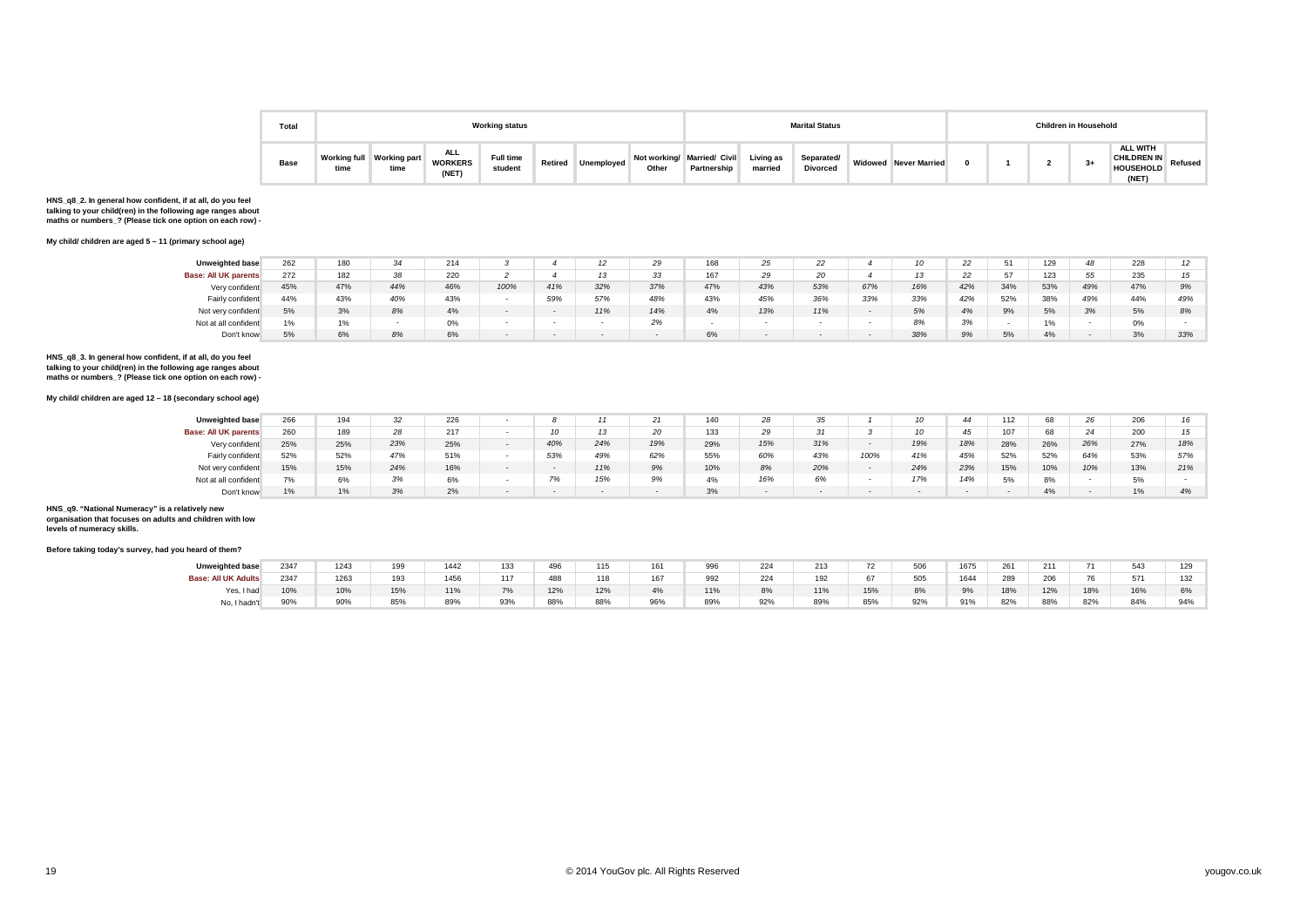| | Total | Working status | | | | | | | Marital Status | | | | | Children in Household | | | | | |
|---|---|---|---|---|---|---|---|---|---|---|---|---|---|---|---|---|---|---|---|
| | Base | Working full time | Working part time | ALL WORKERS (NET) | Full time student | Retired | Unemployed | Not working/ Other | Married/ Civil Partnership | Living as married | Separated/ Divorced | Widowed | Never Married | 0 | 1 | 2 | 3+ | ALL WITH CHILDREN IN HOUSEHOLD (NET) | Refused |

**HNS_q8_2. In general how confident, if at all, do you feel talking to your child(ren) in the following age ranges about maths or numbers_? (Please tick one option on each row) -**

**My child/ children are aged 5 – 11 (primary school age)**

| | Total | Working full time | Working part time | ALL WORKERS (NET) | Full time student | Retired | Unemployed | Not working/ Other | Married/ Civil Partnership | Living as married | Separated/ Divorced | Widowed | Never Married | 0 | 1 | 2 | 3+ | ALL WITH CHILDREN IN HOUSEHOLD (NET) | Refused |
|---|---|---|---|---|---|---|---|---|---|---|---|---|---|---|---|---|---|---|---|
| Unweighted base | 262 | 180 | 34 | 214 | 3 | 4 | 12 | 29 | 168 | 25 | 22 | 4 | 10 | 22 | 51 | 129 | 48 | 228 | 12 |
| Base: All UK parents | 272 | 182 | 38 | 220 | 2 | 4 | 13 | 33 | 167 | 29 | 20 | 4 | 13 | 22 | 57 | 123 | 55 | 235 | 15 |
| Very confident | 45% | 47% | 44% | 46% | 100% | 41% | 32% | 37% | 47% | 43% | 53% | 67% | 16% | 42% | 34% | 53% | 49% | 47% | 9% |
| Fairly confident | 44% | 43% | 40% | 43% | - | 59% | 57% | 48% | 43% | 45% | 36% | 33% | 33% | 42% | 52% | 38% | 49% | 44% | 49% |
| Not very confident | 5% | 3% | 8% | 4% | - | - | 11% | 14% | 4% | 13% | 11% | - | 5% | 4% | 9% | 5% | 3% | 5% | 8% |
| Not at all confident | 1% | 1% | - | 0% | - | - | - | 2% | - | - | - | - | 8% | 3% | - | 1% | - | 0% | - |
| Don't know | 5% | 6% | 8% | 6% | - | - | - | - | 6% | - | - | - | 38% | 9% | 5% | 4% | - | 3% | 33% |

**HNS_q8_3. In general how confident, if at all, do you feel talking to your child(ren) in the following age ranges about maths or numbers_? (Please tick one option on each row) -**

**My child/ children are aged 12 – 18 (secondary school age)**

| | Total | Working full time | Working part time | ALL WORKERS (NET) | Full time student | Retired | Unemployed | Not working/ Other | Married/ Civil Partnership | Living as married | Separated/ Divorced | Widowed | Never Married | 0 | 1 | 2 | 3+ | ALL WITH CHILDREN IN HOUSEHOLD (NET) | Refused |
|---|---|---|---|---|---|---|---|---|---|---|---|---|---|---|---|---|---|---|---|
| Unweighted base | 266 | 194 | 32 | 226 | - | 8 | 11 | 21 | 140 | 28 | 35 | 1 | 10 | 44 | 112 | 68 | 26 | 206 | 16 |
| Base: All UK parents | 260 | 189 | 28 | 217 | - | 10 | 13 | 20 | 133 | 29 | 31 | 3 | 10 | 45 | 107 | 68 | 24 | 200 | 15 |
| Very confident | 25% | 25% | 23% | 25% | - | 40% | 24% | 19% | 29% | 15% | 31% | - | 19% | 18% | 28% | 26% | 26% | 27% | 18% |
| Fairly confident | 52% | 52% | 47% | 51% | - | 53% | 49% | 62% | 55% | 60% | 43% | 100% | 41% | 45% | 52% | 52% | 64% | 53% | 57% |
| Not very confident | 15% | 15% | 24% | 16% | - | - | 11% | 9% | 10% | 8% | 20% | - | 24% | 23% | 15% | 10% | 10% | 13% | 21% |
| Not at all confident | 7% | 6% | 3% | 6% | - | 7% | 15% | 9% | 4% | 16% | 6% | - | 17% | 14% | 5% | 8% | - | 5% | - |
| Don't know | 1% | 1% | 3% | 2% | - | - | - | - | 3% | - | - | - | - | - | - | 4% | - | 1% | 4% |

**HNS_q9. "National Numeracy" is a relatively new organisation that focuses on adults and children with low levels of numeracy skills.**

**Before taking today's survey, had you heard of them?**

| | Total | Working full time | Working part time | ALL WORKERS (NET) | Full time student | Retired | Unemployed | Not working/ Other | Married/ Civil Partnership | Living as married | Separated/ Divorced | Widowed | Never Married | 0 | 1 | 2 | 3+ | ALL WITH CHILDREN IN HOUSEHOLD (NET) | Refused |
|---|---|---|---|---|---|---|---|---|---|---|---|---|---|---|---|---|---|---|---|
| Unweighted base | 2347 | 1243 | 199 | 1442 | 133 | 496 | 115 | 161 | 996 | 224 | 213 | 72 | 506 | 1675 | 261 | 211 | 71 | 543 | 129 |
| Base: All UK Adults | 2347 | 1263 | 193 | 1456 | 117 | 488 | 118 | 167 | 992 | 224 | 192 | 67 | 505 | 1644 | 289 | 206 | 76 | 571 | 132 |
| Yes, I had | 10% | 10% | 15% | 11% | 7% | 12% | 12% | 4% | 11% | 8% | 11% | 15% | 8% | 9% | 18% | 12% | 18% | 16% | 6% |
| No, I hadn't | 90% | 90% | 85% | 89% | 93% | 88% | 88% | 96% | 89% | 92% | 89% | 85% | 92% | 91% | 82% | 88% | 82% | 84% | 94% |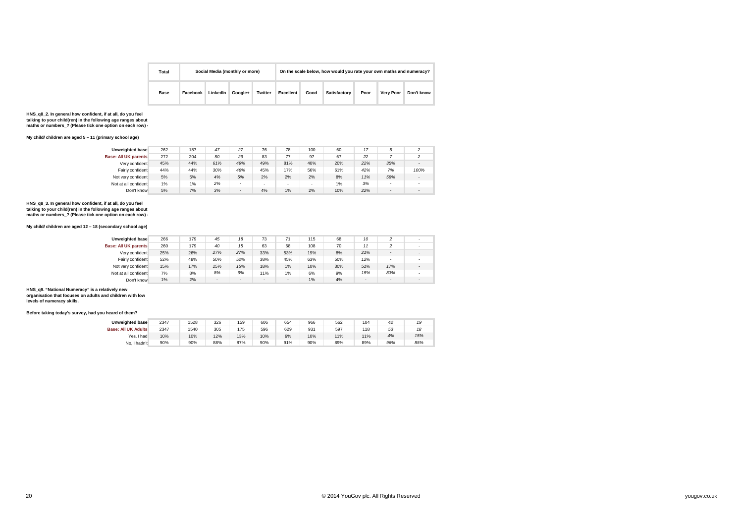| | Total | Social Media (monthly or more) | | | | On the scale below, how would you rate your own maths and numeracy? | | | | | |
|---|---|---|---|---|---|---|---|---|---|---|---|
| | Base | Facebook | LinkedIn | Google+ | Twitter | Excellent | Good | Satisfactory | Poor | Very Poor | Don't know |

**HNS_q8_2. In general how confident, if at all, do you feel talking to your child(ren) in the following age ranges about maths or numbers_? (Please tick one option on each row) -**

**My child/ children are aged 5 – 11 (primary school age)**

| | Total | Facebook | LinkedIn | Google+ | Twitter | Excellent | Good | Satisfactory | Poor | Very Poor | Don't know |
|---|---|---|---|---|---|---|---|---|---|---|---|
| Unweighted base | 262 | 187 | 47 | 27 | 76 | 78 | 100 | 60 | 17 | 5 | 2 |
| Base: All UK parents | 272 | 204 | 50 | 29 | 83 | 77 | 97 | 67 | 22 | 7 | 2 |
| Very confident | 45% | 44% | 61% | 49% | 49% | 81% | 40% | 20% | 22% | 35% | - |
| Fairly confident | 44% | 44% | 30% | 46% | 45% | 17% | 56% | 61% | 42% | 7% | 100% |
| Not very confident | 5% | 5% | 4% | 5% | 2% | 2% | 2% | 8% | 11% | 58% | - |
| Not at all confident | 1% | 1% | 2% | - | - | - | - | 1% | 3% | - | - |
| Don't know | 5% | 7% | 3% | - | 4% | 1% | 2% | 10% | 22% | - | - |

**HNS_q8_3. In general how confident, if at all, do you feel talking to your child(ren) in the following age ranges about maths or numbers_? (Please tick one option on each row) -**

**My child/ children are aged 12 – 18 (secondary school age)**

| | Total | Facebook | LinkedIn | Google+ | Twitter | Excellent | Good | Satisfactory | Poor | Very Poor | Don't know |
|---|---|---|---|---|---|---|---|---|---|---|---|
| Unweighted base | 266 | 179 | 45 | 18 | 73 | 71 | 115 | 68 | 10 | 2 | - |
| Base: All UK parents | 260 | 179 | 40 | 15 | 63 | 68 | 108 | 70 | 11 | 2 | - |
| Very confident | 25% | 26% | 27% | 27% | 33% | 53% | 19% | 8% | 21% | - | - |
| Fairly confident | 52% | 48% | 50% | 52% | 38% | 45% | 63% | 50% | 12% | - | - |
| Not very confident | 15% | 17% | 15% | 15% | 18% | 1% | 10% | 30% | 51% | 17% | - |
| Not at all confident | 7% | 8% | 8% | 6% | 11% | 1% | 6% | 9% | 15% | 83% | - |
| Don't know | 1% | 2% | - | - | - | - | 1% | 4% | - | - | - |

**HNS_q9. "National Numeracy" is a relatively new organisation that focuses on adults and children with low levels of numeracy skills.**

**Before taking today's survey, had you heard of them?**

| | Total | Facebook | LinkedIn | Google+ | Twitter | Excellent | Good | Satisfactory | Poor | Very Poor | Don't know |
|---|---|---|---|---|---|---|---|---|---|---|---|
| Unweighted base | 2347 | 1528 | 326 | 159 | 606 | 654 | 966 | 562 | 104 | 42 | 19 |
| Base: All UK Adults | 2347 | 1540 | 305 | 175 | 596 | 629 | 931 | 597 | 118 | 53 | 18 |
| Yes, I had | 10% | 10% | 12% | 13% | 10% | 9% | 10% | 11% | 11% | 4% | 15% |
| No, I hadn't | 90% | 90% | 88% | 87% | 90% | 91% | 90% | 89% | 89% | 96% | 85% |

© 2014 YouGov plc. All Rights Reserved